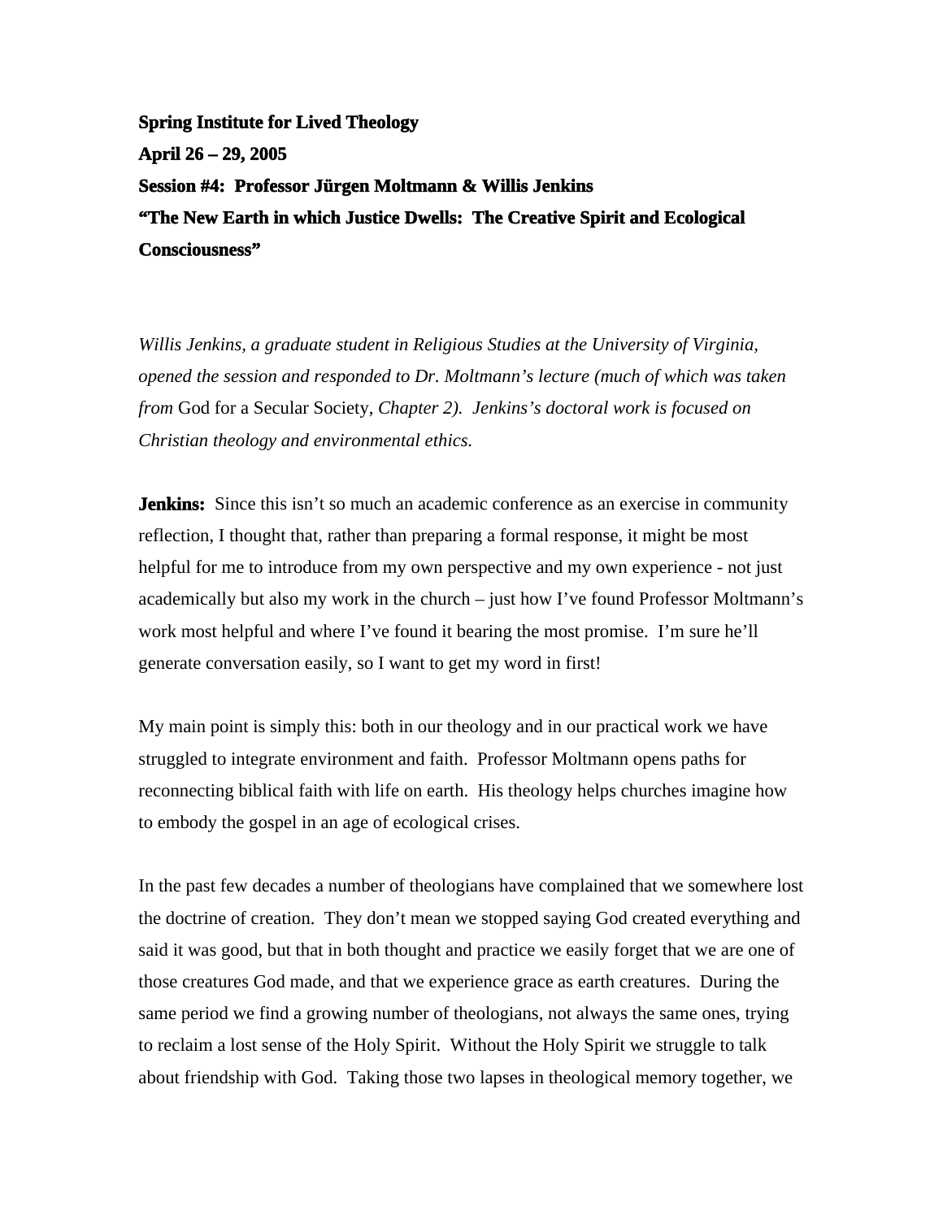**Spring Institute for Lived Theology**

**April 26 – 29, 2005**

**Session #4: Professor Jürgen Moltmann & Willis Jenkins**

**"The New Earth in which Justice Dwells: The Creative Spirit and Ecological Consciousness"**

*Willis Jenkins, a graduate student in Religious Studies at the University of Virginia, opened the session and responded to Dr. Moltmann's lecture (much of which was taken from* God for a Secular Society, *Chapter 2). Jenkins's doctoral work is focused on Christian theology and environmental ethics.*

**Jenkins:** Since this isn't so much an academic conference as an exercise in community reflection, I thought that, rather than preparing a formal response, it might be most helpful for me to introduce from my own perspective and my own experience - not just academically but also my work in the church – just how I've found Professor Moltmann's work most helpful and where I've found it bearing the most promise. I'm sure he'll generate conversation easily, so I want to get my word in first!

My main point is simply this: both in our theology and in our practical work we have struggled to integrate environment and faith. Professor Moltmann opens paths for reconnecting biblical faith with life on earth. His theology helps churches imagine how to embody the gospel in an age of ecological crises.

In the past few decades a number of theologians have complained that we somewhere lost the doctrine of creation. They don't mean we stopped saying God created everything and said it was good, but that in both thought and practice we easily forget that we are one of those creatures God made, and that we experience grace as earth creatures. During the same period we find a growing number of theologians, not always the same ones, trying to reclaim a lost sense of the Holy Spirit. Without the Holy Spirit we struggle to talk about friendship with God. Taking those two lapses in theological memory together, we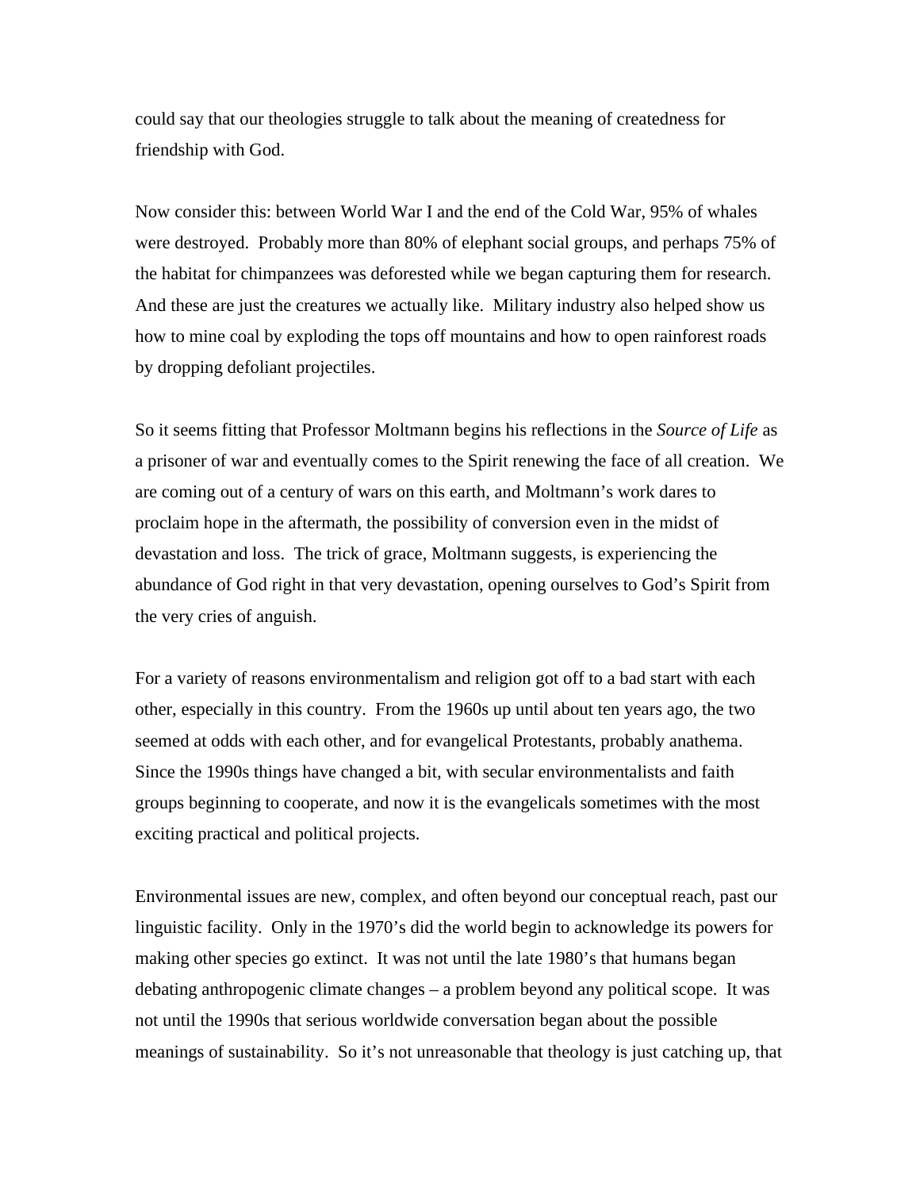could say that our theologies struggle to talk about the meaning of createdness for friendship with God.

Now consider this: between World War I and the end of the Cold War, 95% of whales were destroyed. Probably more than 80% of elephant social groups, and perhaps 75% of the habitat for chimpanzees was deforested while we began capturing them for research. And these are just the creatures we actually like. Military industry also helped show us how to mine coal by exploding the tops off mountains and how to open rainforest roads by dropping defoliant projectiles.

So it seems fitting that Professor Moltmann begins his reflections in the *Source of Life* as a prisoner of war and eventually comes to the Spirit renewing the face of all creation. We are coming out of a century of wars on this earth, and Moltmann's work dares to proclaim hope in the aftermath, the possibility of conversion even in the midst of devastation and loss. The trick of grace, Moltmann suggests, is experiencing the abundance of God right in that very devastation, opening ourselves to God's Spirit from the very cries of anguish.

For a variety of reasons environmentalism and religion got off to a bad start with each other, especially in this country. From the 1960s up until about ten years ago, the two seemed at odds with each other, and for evangelical Protestants, probably anathema. Since the 1990s things have changed a bit, with secular environmentalists and faith groups beginning to cooperate, and now it is the evangelicals sometimes with the most exciting practical and political projects.

Environmental issues are new, complex, and often beyond our conceptual reach, past our linguistic facility. Only in the 1970's did the world begin to acknowledge its powers for making other species go extinct. It was not until the late 1980's that humans began debating anthropogenic climate changes – a problem beyond any political scope. It was not until the 1990s that serious worldwide conversation began about the possible meanings of sustainability. So it's not unreasonable that theology is just catching up, that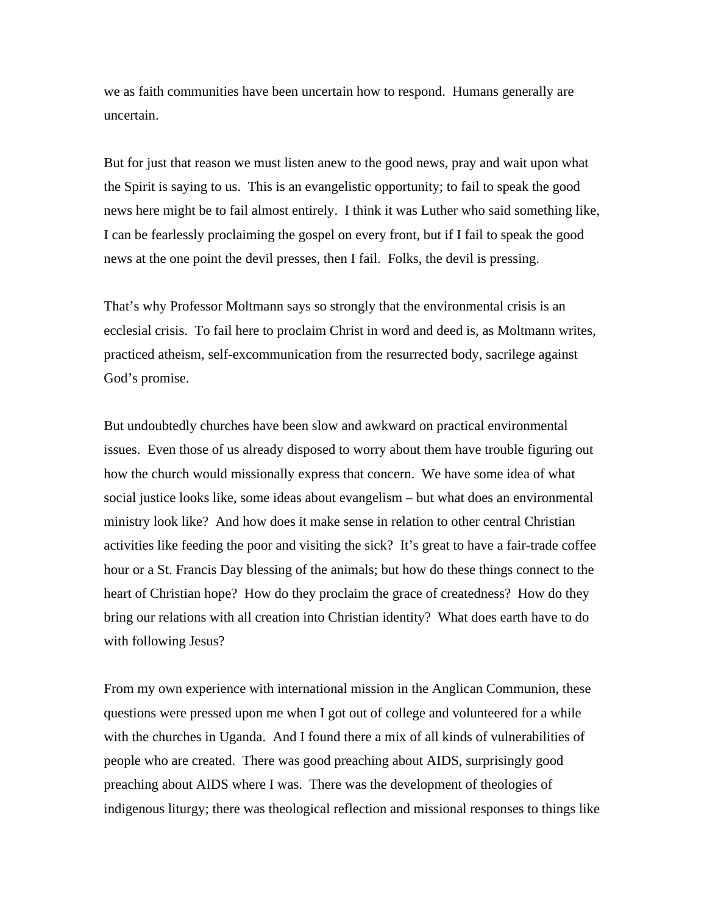we as faith communities have been uncertain how to respond. Humans generally are uncertain.

But for just that reason we must listen anew to the good news, pray and wait upon what the Spirit is saying to us. This is an evangelistic opportunity; to fail to speak the good news here might be to fail almost entirely. I think it was Luther who said something like, I can be fearlessly proclaiming the gospel on every front, but if I fail to speak the good news at the one point the devil presses, then I fail. Folks, the devil is pressing.

That's why Professor Moltmann says so strongly that the environmental crisis is an ecclesial crisis. To fail here to proclaim Christ in word and deed is, as Moltmann writes, practiced atheism, self-excommunication from the resurrected body, sacrilege against God's promise.

But undoubtedly churches have been slow and awkward on practical environmental issues. Even those of us already disposed to worry about them have trouble figuring out how the church would missionally express that concern. We have some idea of what social justice looks like, some ideas about evangelism – but what does an environmental ministry look like? And how does it make sense in relation to other central Christian activities like feeding the poor and visiting the sick? It's great to have a fair-trade coffee hour or a St. Francis Day blessing of the animals; but how do these things connect to the heart of Christian hope? How do they proclaim the grace of createdness? How do they bring our relations with all creation into Christian identity? What does earth have to do with following Jesus?

From my own experience with international mission in the Anglican Communion, these questions were pressed upon me when I got out of college and volunteered for a while with the churches in Uganda. And I found there a mix of all kinds of vulnerabilities of people who are created. There was good preaching about AIDS, surprisingly good preaching about AIDS where I was. There was the development of theologies of indigenous liturgy; there was theological reflection and missional responses to things like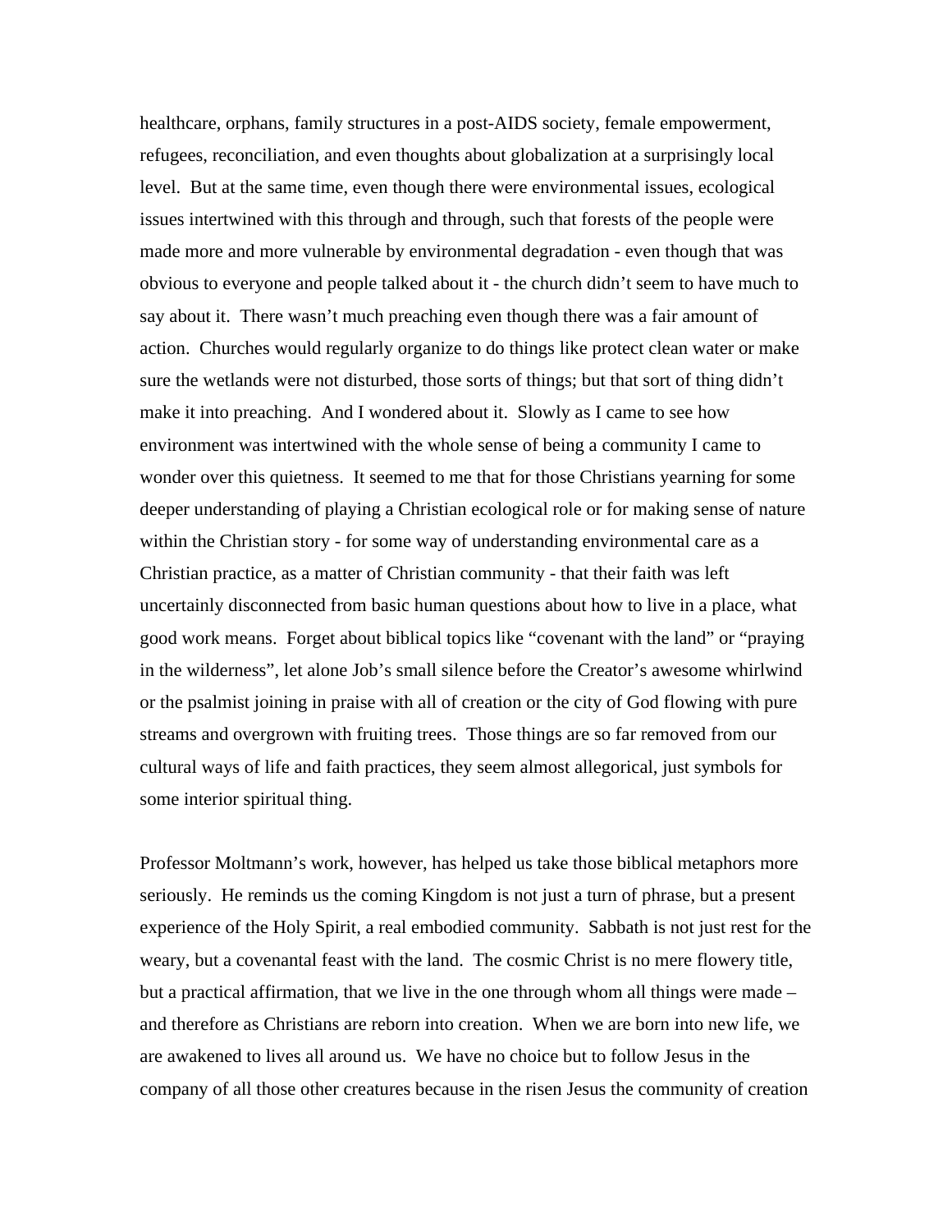healthcare, orphans, family structures in a post-AIDS society, female empowerment, refugees, reconciliation, and even thoughts about globalization at a surprisingly local level. But at the same time, even though there were environmental issues, ecological issues intertwined with this through and through, such that forests of the people were made more and more vulnerable by environmental degradation - even though that was obvious to everyone and people talked about it - the church didn't seem to have much to say about it. There wasn't much preaching even though there was a fair amount of action. Churches would regularly organize to do things like protect clean water or make sure the wetlands were not disturbed, those sorts of things; but that sort of thing didn't make it into preaching. And I wondered about it. Slowly as I came to see how environment was intertwined with the whole sense of being a community I came to wonder over this quietness. It seemed to me that for those Christians yearning for some deeper understanding of playing a Christian ecological role or for making sense of nature within the Christian story - for some way of understanding environmental care as a Christian practice, as a matter of Christian community - that their faith was left uncertainly disconnected from basic human questions about how to live in a place, what good work means. Forget about biblical topics like "covenant with the land" or "praying in the wilderness", let alone Job's small silence before the Creator's awesome whirlwind or the psalmist joining in praise with all of creation or the city of God flowing with pure streams and overgrown with fruiting trees. Those things are so far removed from our cultural ways of life and faith practices, they seem almost allegorical, just symbols for some interior spiritual thing.

Professor Moltmann's work, however, has helped us take those biblical metaphors more seriously. He reminds us the coming Kingdom is not just a turn of phrase, but a present experience of the Holy Spirit, a real embodied community. Sabbath is not just rest for the weary, but a covenantal feast with the land. The cosmic Christ is no mere flowery title, but a practical affirmation, that we live in the one through whom all things were made – and therefore as Christians are reborn into creation. When we are born into new life, we are awakened to lives all around us. We have no choice but to follow Jesus in the company of all those other creatures because in the risen Jesus the community of creation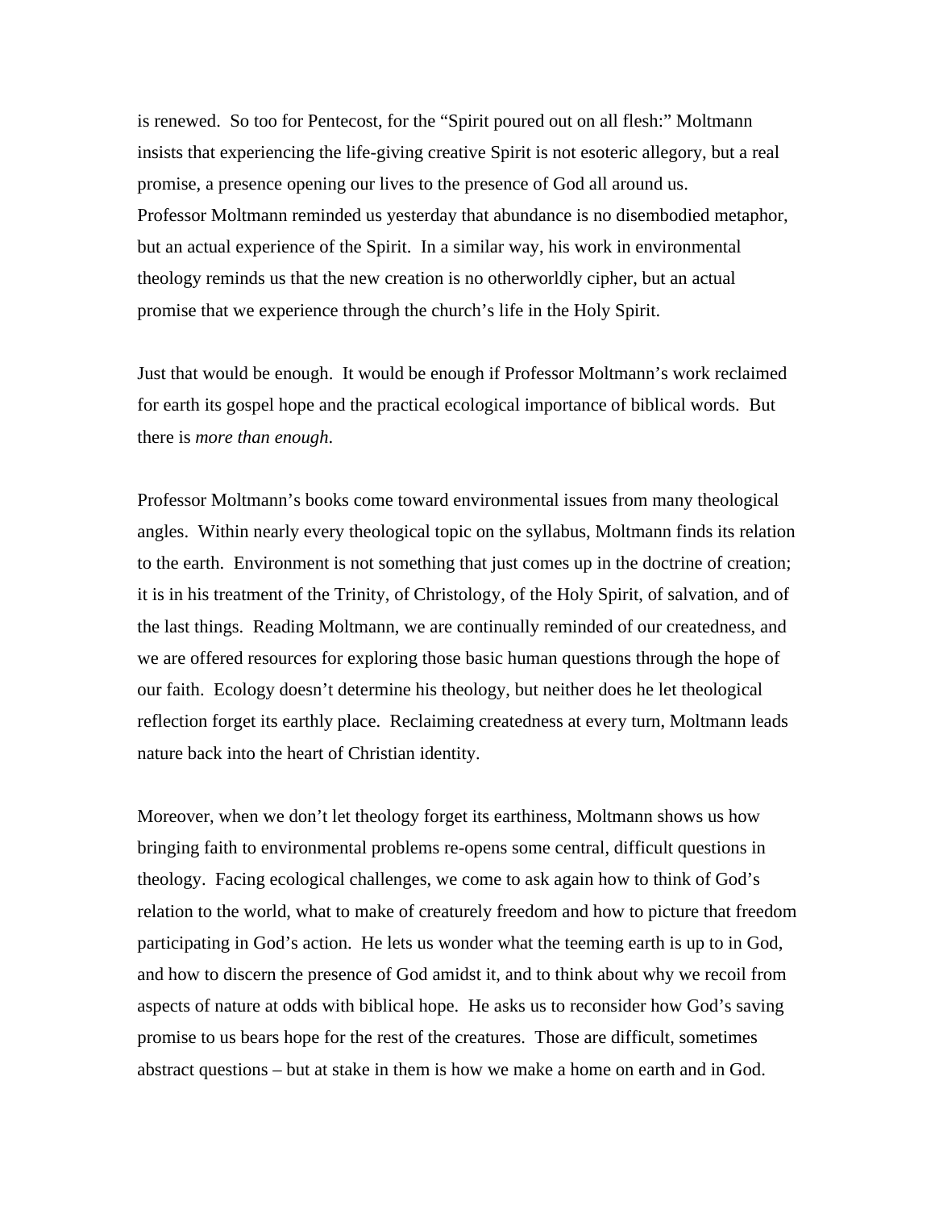is renewed.  So too for Pentecost, for the "Spirit poured out on all flesh:" Moltmann insists that experiencing the life-giving creative Spirit is not esoteric allegory, but a real promise, a presence opening our lives to the presence of God all around us.
Professor Moltmann reminded us yesterday that abundance is no disembodied metaphor, but an actual experience of the Spirit.  In a similar way, his work in environmental theology reminds us that the new creation is no otherworldly cipher, but an actual promise that we experience through the church's life in the Holy Spirit.

Just that would be enough.  It would be enough if Professor Moltmann's work reclaimed for earth its gospel hope and the practical ecological importance of biblical words.  But there is *more than enough*.

Professor Moltmann's books come toward environmental issues from many theological angles.  Within nearly every theological topic on the syllabus, Moltmann finds its relation to the earth.  Environment is not something that just comes up in the doctrine of creation; it is in his treatment of the Trinity, of Christology, of the Holy Spirit, of salvation, and of the last things.  Reading Moltmann, we are continually reminded of our createdness, and we are offered resources for exploring those basic human questions through the hope of our faith.  Ecology doesn't determine his theology, but neither does he let theological reflection forget its earthly place.  Reclaiming createdness at every turn, Moltmann leads nature back into the heart of Christian identity.

Moreover, when we don't let theology forget its earthiness, Moltmann shows us how bringing faith to environmental problems re-opens some central, difficult questions in theology.  Facing ecological challenges, we come to ask again how to think of God's relation to the world, what to make of creaturely freedom and how to picture that freedom participating in God's action.  He lets us wonder what the teeming earth is up to in God, and how to discern the presence of God amidst it, and to think about why we recoil from aspects of nature at odds with biblical hope.  He asks us to reconsider how God's saving promise to us bears hope for the rest of the creatures.  Those are difficult, sometimes abstract questions – but at stake in them is how we make a home on earth and in God.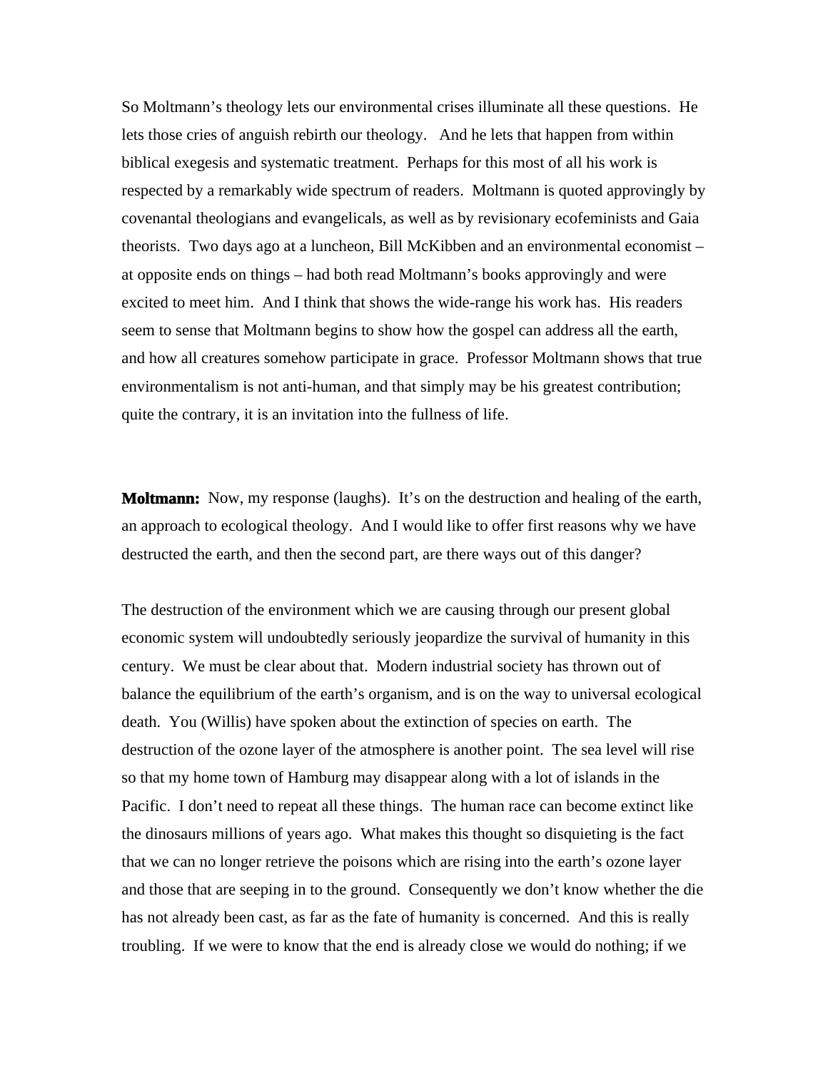So Moltmann's theology lets our environmental crises illuminate all these questions. He lets those cries of anguish rebirth our theology. And he lets that happen from within biblical exegesis and systematic treatment. Perhaps for this most of all his work is respected by a remarkably wide spectrum of readers. Moltmann is quoted approvingly by covenantal theologians and evangelicals, as well as by revisionary ecofeminists and Gaia theorists. Two days ago at a luncheon, Bill McKibben and an environmental economist – at opposite ends on things – had both read Moltmann's books approvingly and were excited to meet him. And I think that shows the wide-range his work has. His readers seem to sense that Moltmann begins to show how the gospel can address all the earth, and how all creatures somehow participate in grace. Professor Moltmann shows that true environmentalism is not anti-human, and that simply may be his greatest contribution; quite the contrary, it is an invitation into the fullness of life.

**Moltmann:** Now, my response (laughs). It's on the destruction and healing of the earth, an approach to ecological theology. And I would like to offer first reasons why we have destructed the earth, and then the second part, are there ways out of this danger?

The destruction of the environment which we are causing through our present global economic system will undoubtedly seriously jeopardize the survival of humanity in this century. We must be clear about that. Modern industrial society has thrown out of balance the equilibrium of the earth's organism, and is on the way to universal ecological death. You (Willis) have spoken about the extinction of species on earth. The destruction of the ozone layer of the atmosphere is another point. The sea level will rise so that my home town of Hamburg may disappear along with a lot of islands in the Pacific. I don't need to repeat all these things. The human race can become extinct like the dinosaurs millions of years ago. What makes this thought so disquieting is the fact that we can no longer retrieve the poisons which are rising into the earth's ozone layer and those that are seeping in to the ground. Consequently we don't know whether the die has not already been cast, as far as the fate of humanity is concerned. And this is really troubling. If we were to know that the end is already close we would do nothing; if we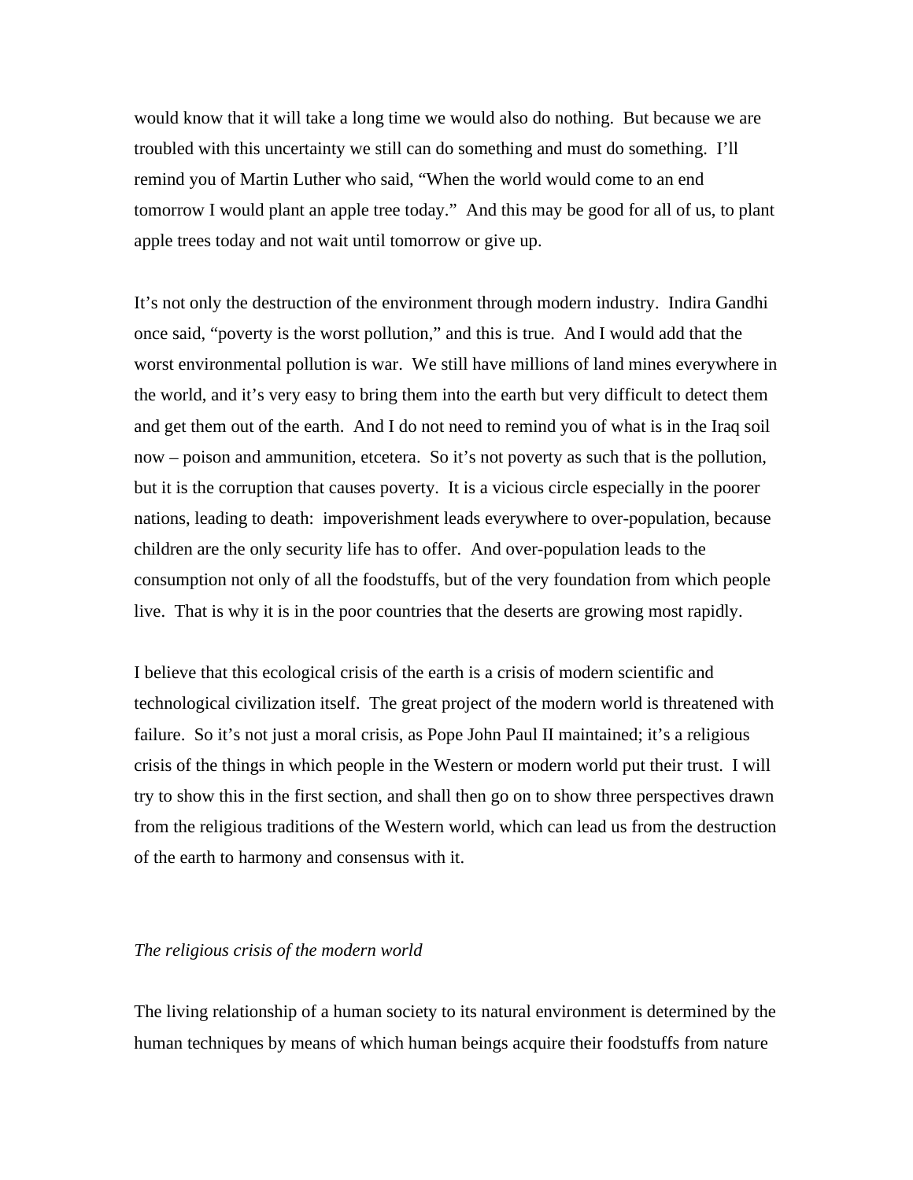would know that it will take a long time we would also do nothing.  But because we are troubled with this uncertainty we still can do something and must do something.  I'll remind you of Martin Luther who said, "When the world would come to an end tomorrow I would plant an apple tree today."  And this may be good for all of us, to plant apple trees today and not wait until tomorrow or give up.

It's not only the destruction of the environment through modern industry.  Indira Gandhi once said, "poverty is the worst pollution," and this is true.  And I would add that the worst environmental pollution is war.  We still have millions of land mines everywhere in the world, and it's very easy to bring them into the earth but very difficult to detect them and get them out of the earth.  And I do not need to remind you of what is in the Iraq soil now – poison and ammunition, etcetera.  So it's not poverty as such that is the pollution, but it is the corruption that causes poverty.  It is a vicious circle especially in the poorer nations, leading to death:  impoverishment leads everywhere to over-population, because children are the only security life has to offer.  And over-population leads to the consumption not only of all the foodstuffs, but of the very foundation from which people live.  That is why it is in the poor countries that the deserts are growing most rapidly.

I believe that this ecological crisis of the earth is a crisis of modern scientific and technological civilization itself.  The great project of the modern world is threatened with failure.  So it's not just a moral crisis, as Pope John Paul II maintained; it's a religious crisis of the things in which people in the Western or modern world put their trust.  I will try to show this in the first section, and shall then go on to show three perspectives drawn from the religious traditions of the Western world, which can lead us from the destruction of the earth to harmony and consensus with it.

### *The religious crisis of the modern world*

The living relationship of a human society to its natural environment is determined by the human techniques by means of which human beings acquire their foodstuffs from nature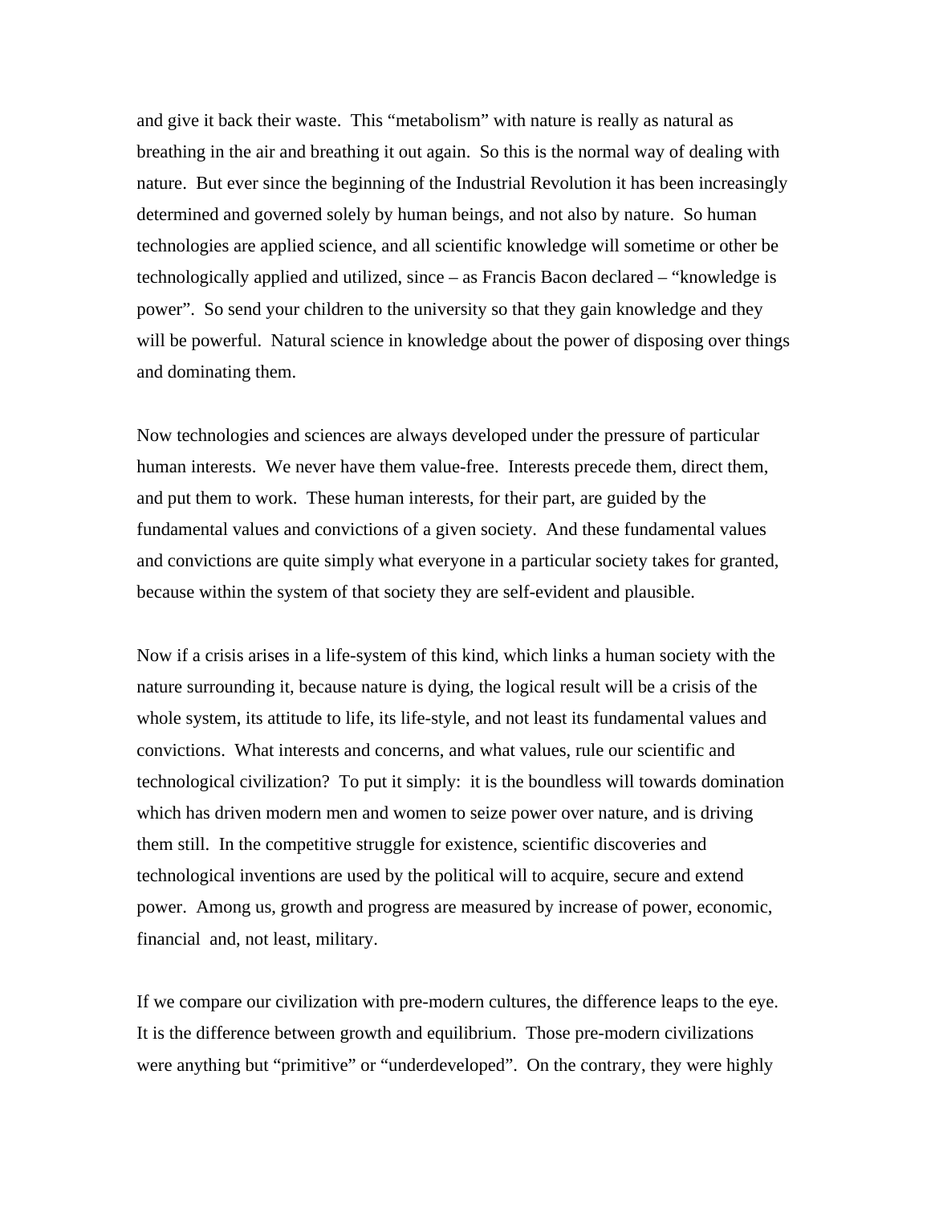and give it back their waste. This “metabolism” with nature is really as natural as breathing in the air and breathing it out again. So this is the normal way of dealing with nature. But ever since the beginning of the Industrial Revolution it has been increasingly determined and governed solely by human beings, and not also by nature. So human technologies are applied science, and all scientific knowledge will sometime or other be technologically applied and utilized, since – as Francis Bacon declared – “knowledge is power”. So send your children to the university so that they gain knowledge and they will be powerful. Natural science in knowledge about the power of disposing over things and dominating them.

Now technologies and sciences are always developed under the pressure of particular human interests. We never have them value-free. Interests precede them, direct them, and put them to work. These human interests, for their part, are guided by the fundamental values and convictions of a given society. And these fundamental values and convictions are quite simply what everyone in a particular society takes for granted, because within the system of that society they are self-evident and plausible.

Now if a crisis arises in a life-system of this kind, which links a human society with the nature surrounding it, because nature is dying, the logical result will be a crisis of the whole system, its attitude to life, its life-style, and not least its fundamental values and convictions. What interests and concerns, and what values, rule our scientific and technological civilization? To put it simply: it is the boundless will towards domination which has driven modern men and women to seize power over nature, and is driving them still. In the competitive struggle for existence, scientific discoveries and technological inventions are used by the political will to acquire, secure and extend power. Among us, growth and progress are measured by increase of power, economic, financial and, not least, military.

If we compare our civilization with pre-modern cultures, the difference leaps to the eye. It is the difference between growth and equilibrium. Those pre-modern civilizations were anything but “primitive” or “underdeveloped”. On the contrary, they were highly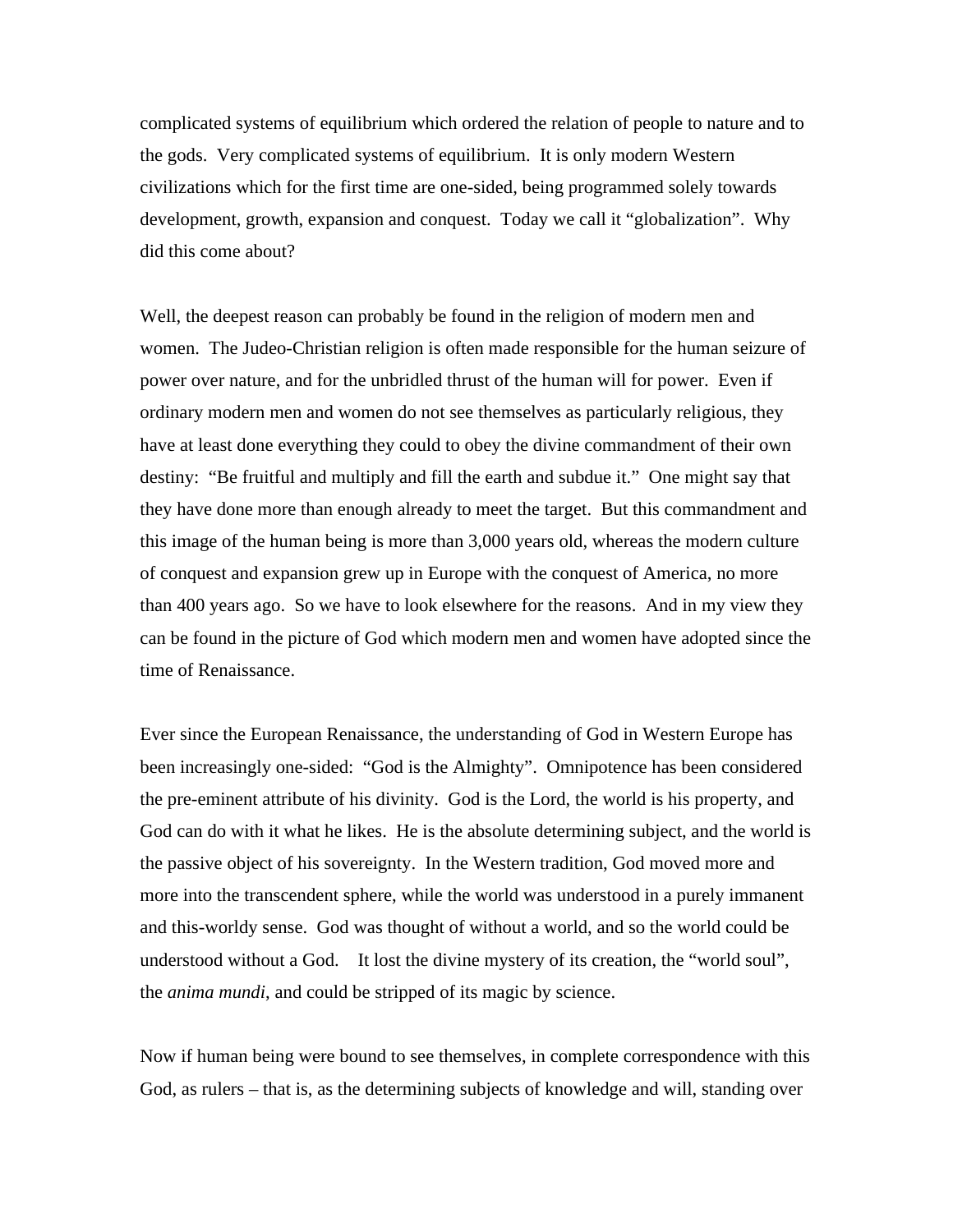complicated systems of equilibrium which ordered the relation of people to nature and to the gods. Very complicated systems of equilibrium. It is only modern Western civilizations which for the first time are one-sided, being programmed solely towards development, growth, expansion and conquest. Today we call it "globalization". Why did this come about?

Well, the deepest reason can probably be found in the religion of modern men and women. The Judeo-Christian religion is often made responsible for the human seizure of power over nature, and for the unbridled thrust of the human will for power. Even if ordinary modern men and women do not see themselves as particularly religious, they have at least done everything they could to obey the divine commandment of their own destiny: "Be fruitful and multiply and fill the earth and subdue it." One might say that they have done more than enough already to meet the target. But this commandment and this image of the human being is more than 3,000 years old, whereas the modern culture of conquest and expansion grew up in Europe with the conquest of America, no more than 400 years ago. So we have to look elsewhere for the reasons. And in my view they can be found in the picture of God which modern men and women have adopted since the time of Renaissance.

Ever since the European Renaissance, the understanding of God in Western Europe has been increasingly one-sided: "God is the Almighty". Omnipotence has been considered the pre-eminent attribute of his divinity. God is the Lord, the world is his property, and God can do with it what he likes. He is the absolute determining subject, and the world is the passive object of his sovereignty. In the Western tradition, God moved more and more into the transcendent sphere, while the world was understood in a purely immanent and this-worldy sense. God was thought of without a world, and so the world could be understood without a God. It lost the divine mystery of its creation, the "world soul", the *anima mundi*, and could be stripped of its magic by science.

Now if human being were bound to see themselves, in complete correspondence with this God, as rulers – that is, as the determining subjects of knowledge and will, standing over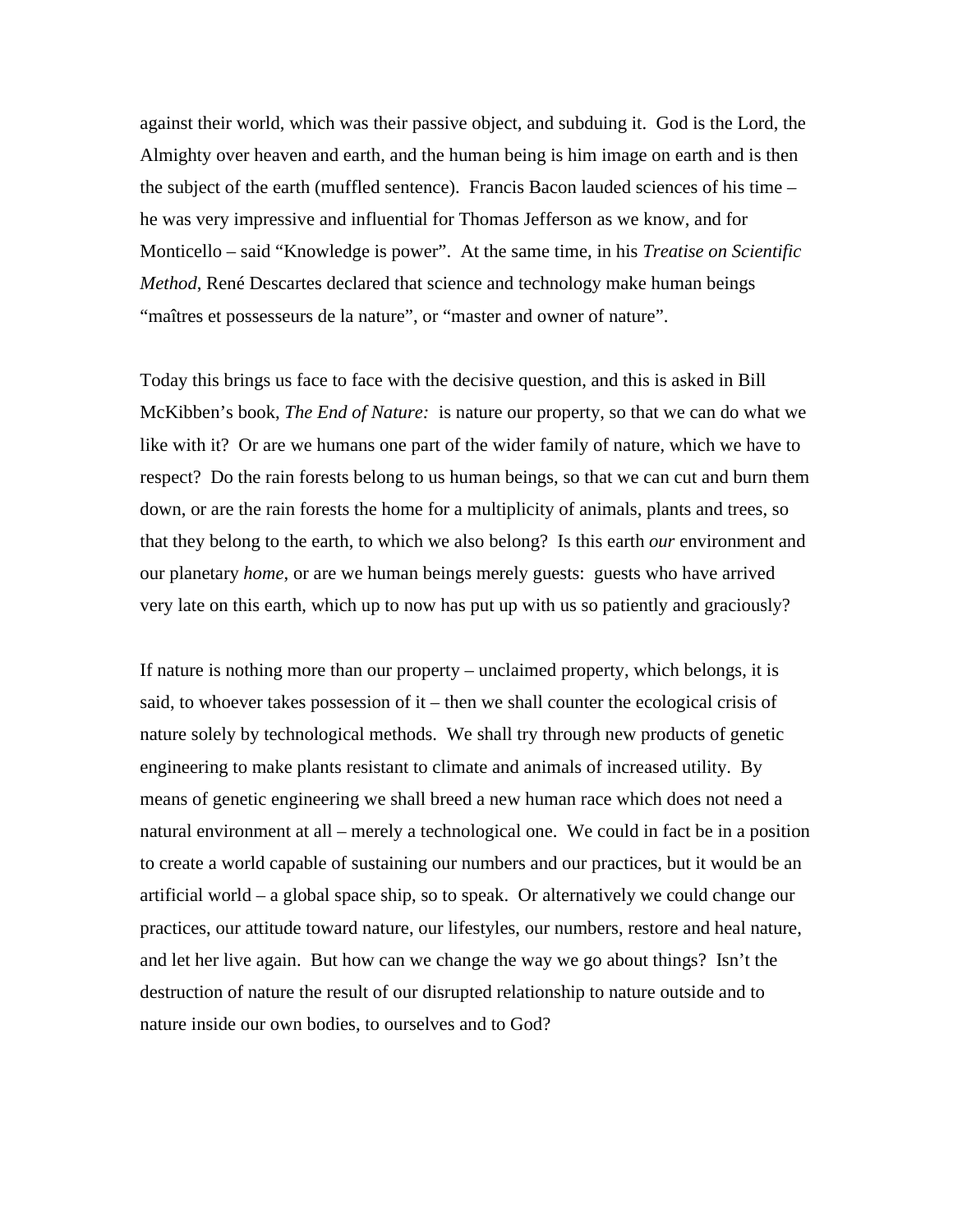against their world, which was their passive object, and subduing it. God is the Lord, the Almighty over heaven and earth, and the human being is him image on earth and is then the subject of the earth (muffled sentence). Francis Bacon lauded sciences of his time – he was very impressive and influential for Thomas Jefferson as we know, and for Monticello – said "Knowledge is power". At the same time, in his *Treatise on Scientific Method*, René Descartes declared that science and technology make human beings "maîtres et possesseurs de la nature", or "master and owner of nature".

Today this brings us face to face with the decisive question, and this is asked in Bill McKibben's book, *The End of Nature:* is nature our property, so that we can do what we like with it? Or are we humans one part of the wider family of nature, which we have to respect? Do the rain forests belong to us human beings, so that we can cut and burn them down, or are the rain forests the home for a multiplicity of animals, plants and trees, so that they belong to the earth, to which we also belong? Is this earth *our* environment and our planetary *home*, or are we human beings merely guests: guests who have arrived very late on this earth, which up to now has put up with us so patiently and graciously?

If nature is nothing more than our property – unclaimed property, which belongs, it is said, to whoever takes possession of it – then we shall counter the ecological crisis of nature solely by technological methods. We shall try through new products of genetic engineering to make plants resistant to climate and animals of increased utility. By means of genetic engineering we shall breed a new human race which does not need a natural environment at all – merely a technological one. We could in fact be in a position to create a world capable of sustaining our numbers and our practices, but it would be an artificial world – a global space ship, so to speak. Or alternatively we could change our practices, our attitude toward nature, our lifestyles, our numbers, restore and heal nature, and let her live again. But how can we change the way we go about things? Isn't the destruction of nature the result of our disrupted relationship to nature outside and to nature inside our own bodies, to ourselves and to God?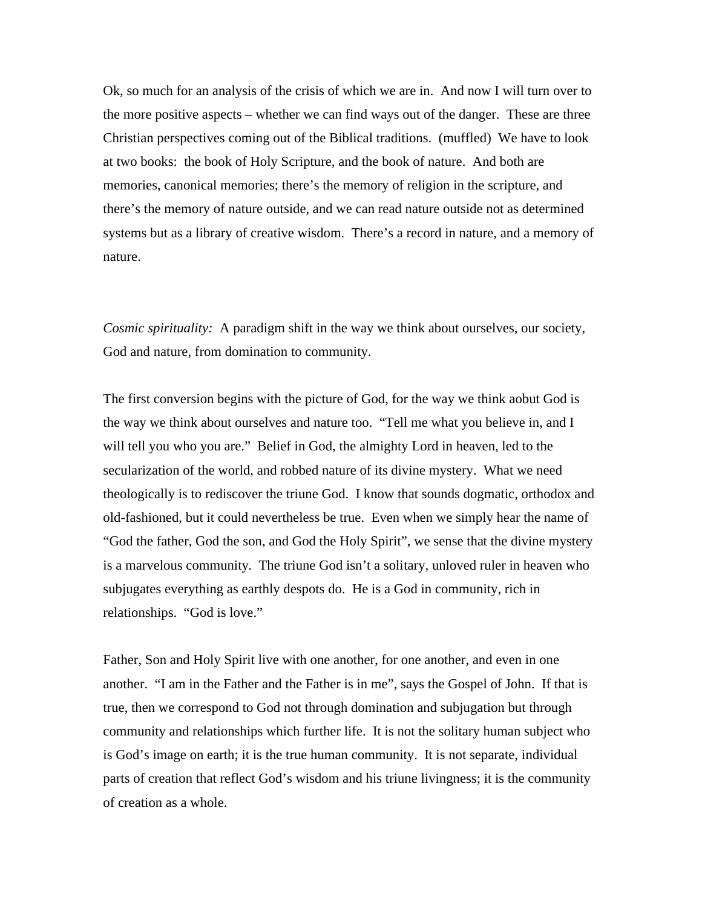Ok, so much for an analysis of the crisis of which we are in. And now I will turn over to the more positive aspects – whether we can find ways out of the danger. These are three Christian perspectives coming out of the Biblical traditions. (muffled) We have to look at two books: the book of Holy Scripture, and the book of nature. And both are memories, canonical memories; there's the memory of religion in the scripture, and there's the memory of nature outside, and we can read nature outside not as determined systems but as a library of creative wisdom. There's a record in nature, and a memory of nature.

*Cosmic spirituality:* A paradigm shift in the way we think about ourselves, our society, God and nature, from domination to community.

The first conversion begins with the picture of God, for the way we think aobut God is the way we think about ourselves and nature too. "Tell me what you believe in, and I will tell you who you are." Belief in God, the almighty Lord in heaven, led to the secularization of the world, and robbed nature of its divine mystery. What we need theologically is to rediscover the triune God. I know that sounds dogmatic, orthodox and old-fashioned, but it could nevertheless be true. Even when we simply hear the name of "God the father, God the son, and God the Holy Spirit", we sense that the divine mystery is a marvelous community. The triune God isn't a solitary, unloved ruler in heaven who subjugates everything as earthly despots do. He is a God in community, rich in relationships. "God is love."

Father, Son and Holy Spirit live with one another, for one another, and even in one another. "I am in the Father and the Father is in me", says the Gospel of John. If that is true, then we correspond to God not through domination and subjugation but through community and relationships which further life. It is not the solitary human subject who is God's image on earth; it is the true human community. It is not separate, individual parts of creation that reflect God's wisdom and his triune livingness; it is the community of creation as a whole.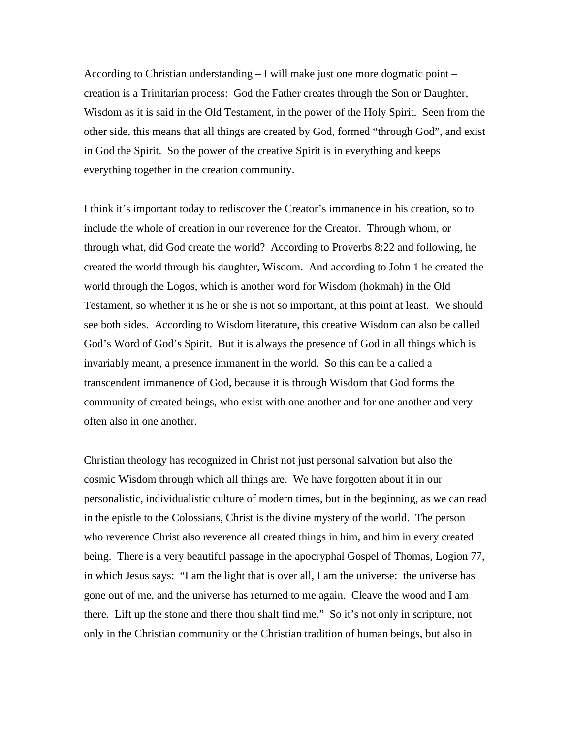According to Christian understanding – I will make just one more dogmatic point – creation is a Trinitarian process: God the Father creates through the Son or Daughter, Wisdom as it is said in the Old Testament, in the power of the Holy Spirit. Seen from the other side, this means that all things are created by God, formed "through God", and exist in God the Spirit. So the power of the creative Spirit is in everything and keeps everything together in the creation community.

I think it's important today to rediscover the Creator's immanence in his creation, so to include the whole of creation in our reverence for the Creator. Through whom, or through what, did God create the world? According to Proverbs 8:22 and following, he created the world through his daughter, Wisdom. And according to John 1 he created the world through the Logos, which is another word for Wisdom (hokmah) in the Old Testament, so whether it is he or she is not so important, at this point at least. We should see both sides. According to Wisdom literature, this creative Wisdom can also be called God's Word of God's Spirit. But it is always the presence of God in all things which is invariably meant, a presence immanent in the world. So this can be a called a transcendent immanence of God, because it is through Wisdom that God forms the community of created beings, who exist with one another and for one another and very often also in one another.

Christian theology has recognized in Christ not just personal salvation but also the cosmic Wisdom through which all things are. We have forgotten about it in our personalistic, individualistic culture of modern times, but in the beginning, as we can read in the epistle to the Colossians, Christ is the divine mystery of the world. The person who reverence Christ also reverence all created things in him, and him in every created being. There is a very beautiful passage in the apocryphal Gospel of Thomas, Logion 77, in which Jesus says: "I am the light that is over all, I am the universe: the universe has gone out of me, and the universe has returned to me again. Cleave the wood and I am there. Lift up the stone and there thou shalt find me." So it's not only in scripture, not only in the Christian community or the Christian tradition of human beings, but also in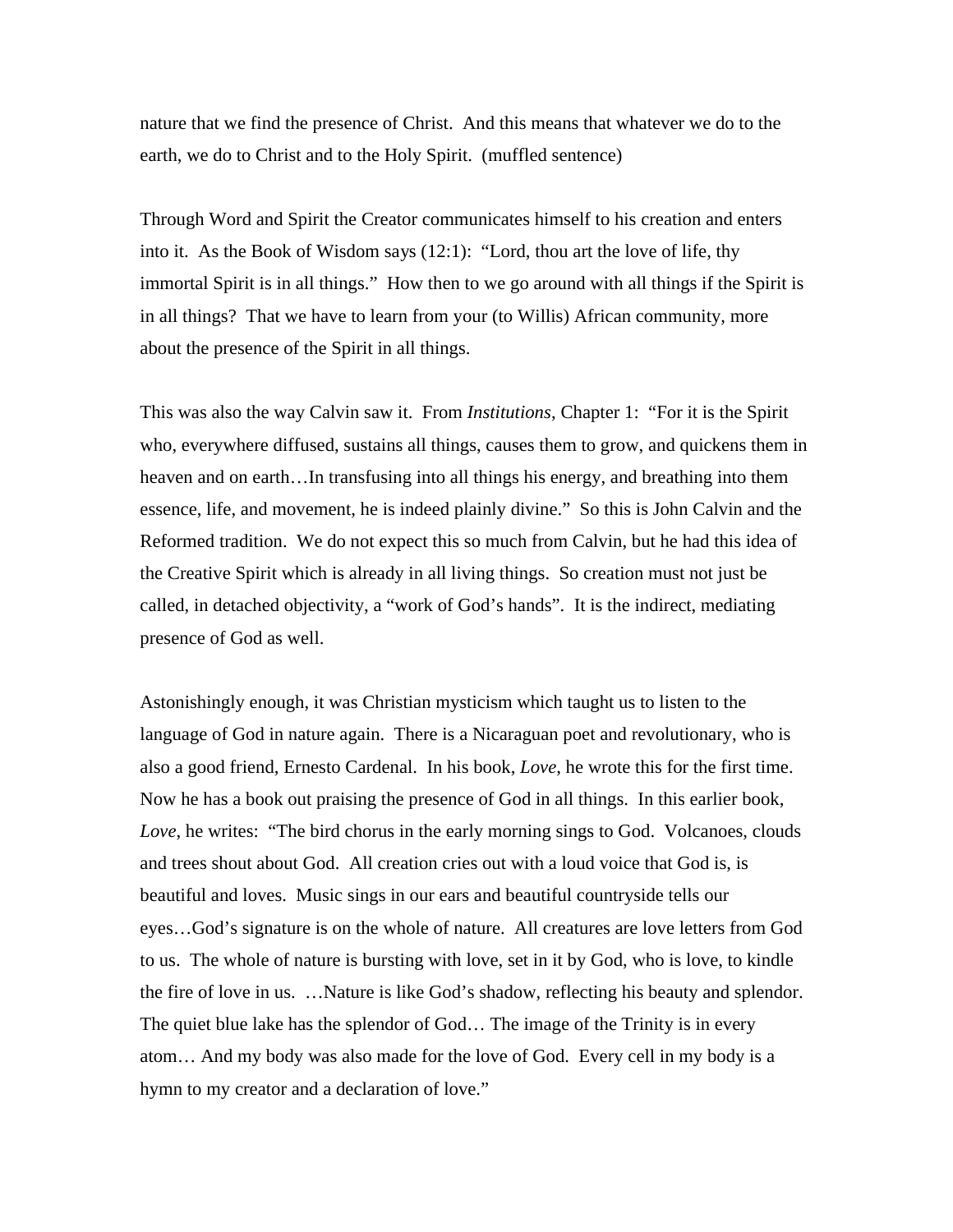nature that we find the presence of Christ. And this means that whatever we do to the earth, we do to Christ and to the Holy Spirit. (muffled sentence)

Through Word and Spirit the Creator communicates himself to his creation and enters into it. As the Book of Wisdom says (12:1): "Lord, thou art the love of life, thy immortal Spirit is in all things." How then to we go around with all things if the Spirit is in all things? That we have to learn from your (to Willis) African community, more about the presence of the Spirit in all things.

This was also the way Calvin saw it. From *Institutions*, Chapter 1: "For it is the Spirit who, everywhere diffused, sustains all things, causes them to grow, and quickens them in heaven and on earth…In transfusing into all things his energy, and breathing into them essence, life, and movement, he is indeed plainly divine." So this is John Calvin and the Reformed tradition. We do not expect this so much from Calvin, but he had this idea of the Creative Spirit which is already in all living things. So creation must not just be called, in detached objectivity, a "work of God's hands". It is the indirect, mediating presence of God as well.

Astonishingly enough, it was Christian mysticism which taught us to listen to the language of God in nature again. There is a Nicaraguan poet and revolutionary, who is also a good friend, Ernesto Cardenal. In his book, *Love*, he wrote this for the first time. Now he has a book out praising the presence of God in all things. In this earlier book, *Love*, he writes: "The bird chorus in the early morning sings to God. Volcanoes, clouds and trees shout about God. All creation cries out with a loud voice that God is, is beautiful and loves. Music sings in our ears and beautiful countryside tells our eyes…God's signature is on the whole of nature. All creatures are love letters from God to us. The whole of nature is bursting with love, set in it by God, who is love, to kindle the fire of love in us. …Nature is like God's shadow, reflecting his beauty and splendor. The quiet blue lake has the splendor of God… The image of the Trinity is in every atom… And my body was also made for the love of God. Every cell in my body is a hymn to my creator and a declaration of love."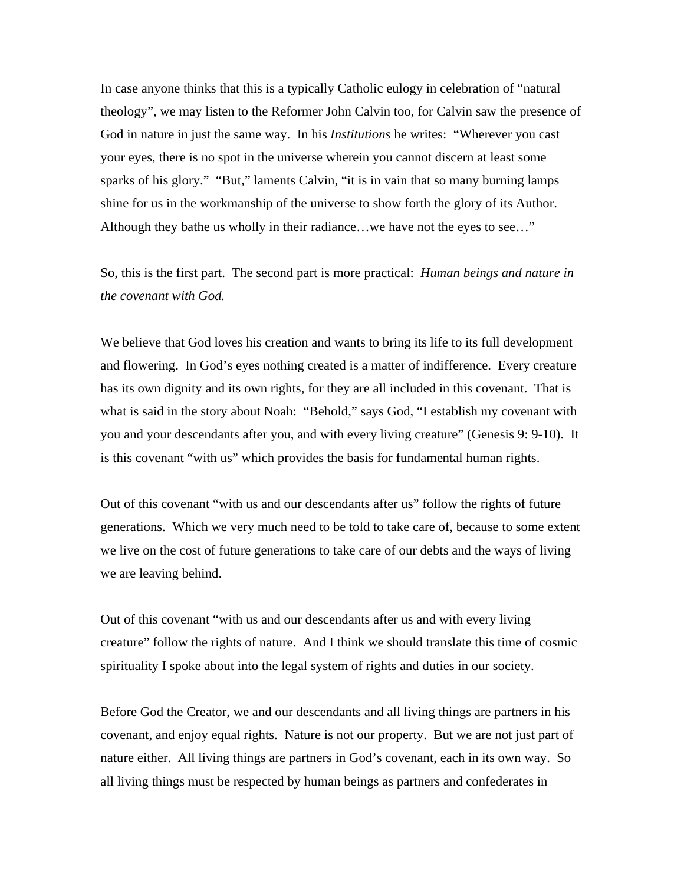In case anyone thinks that this is a typically Catholic eulogy in celebration of "natural theology", we may listen to the Reformer John Calvin too, for Calvin saw the presence of God in nature in just the same way. In his *Institutions* he writes: "Wherever you cast your eyes, there is no spot in the universe wherein you cannot discern at least some sparks of his glory." "But," laments Calvin, "it is in vain that so many burning lamps shine for us in the workmanship of the universe to show forth the glory of its Author. Although they bathe us wholly in their radiance…we have not the eyes to see…"

So, this is the first part. The second part is more practical: *Human beings and nature in the covenant with God.*

We believe that God loves his creation and wants to bring its life to its full development and flowering. In God's eyes nothing created is a matter of indifference. Every creature has its own dignity and its own rights, for they are all included in this covenant. That is what is said in the story about Noah: "Behold," says God, "I establish my covenant with you and your descendants after you, and with every living creature" (Genesis 9: 9-10). It is this covenant "with us" which provides the basis for fundamental human rights.

Out of this covenant "with us and our descendants after us" follow the rights of future generations. Which we very much need to be told to take care of, because to some extent we live on the cost of future generations to take care of our debts and the ways of living we are leaving behind.

Out of this covenant "with us and our descendants after us and with every living creature" follow the rights of nature. And I think we should translate this time of cosmic spirituality I spoke about into the legal system of rights and duties in our society.

Before God the Creator, we and our descendants and all living things are partners in his covenant, and enjoy equal rights. Nature is not our property. But we are not just part of nature either. All living things are partners in God's covenant, each in its own way. So all living things must be respected by human beings as partners and confederates in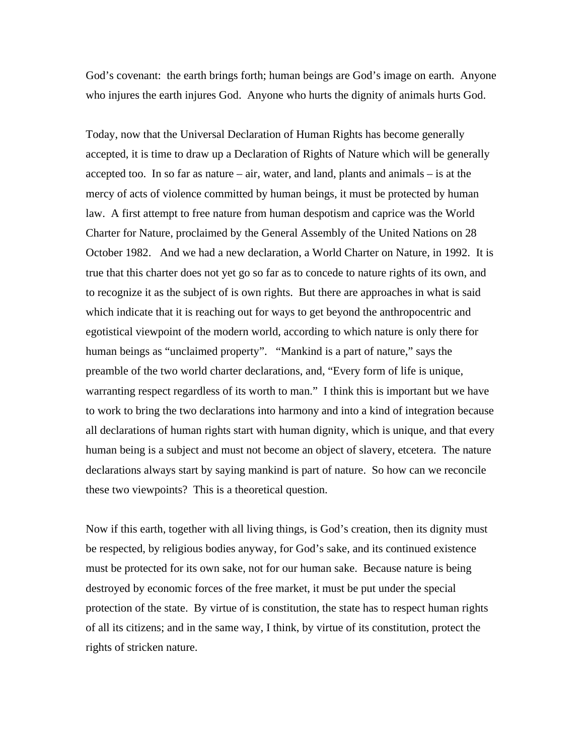God's covenant: the earth brings forth; human beings are God's image on earth. Anyone who injures the earth injures God. Anyone who hurts the dignity of animals hurts God.

Today, now that the Universal Declaration of Human Rights has become generally accepted, it is time to draw up a Declaration of Rights of Nature which will be generally accepted too. In so far as nature – air, water, and land, plants and animals – is at the mercy of acts of violence committed by human beings, it must be protected by human law. A first attempt to free nature from human despotism and caprice was the World Charter for Nature, proclaimed by the General Assembly of the United Nations on 28 October 1982. And we had a new declaration, a World Charter on Nature, in 1992. It is true that this charter does not yet go so far as to concede to nature rights of its own, and to recognize it as the subject of is own rights. But there are approaches in what is said which indicate that it is reaching out for ways to get beyond the anthropocentric and egotistical viewpoint of the modern world, according to which nature is only there for human beings as "unclaimed property". "Mankind is a part of nature," says the preamble of the two world charter declarations, and, "Every form of life is unique, warranting respect regardless of its worth to man." I think this is important but we have to work to bring the two declarations into harmony and into a kind of integration because all declarations of human rights start with human dignity, which is unique, and that every human being is a subject and must not become an object of slavery, etcetera. The nature declarations always start by saying mankind is part of nature. So how can we reconcile these two viewpoints? This is a theoretical question.

Now if this earth, together with all living things, is God's creation, then its dignity must be respected, by religious bodies anyway, for God's sake, and its continued existence must be protected for its own sake, not for our human sake. Because nature is being destroyed by economic forces of the free market, it must be put under the special protection of the state. By virtue of is constitution, the state has to respect human rights of all its citizens; and in the same way, I think, by virtue of its constitution, protect the rights of stricken nature.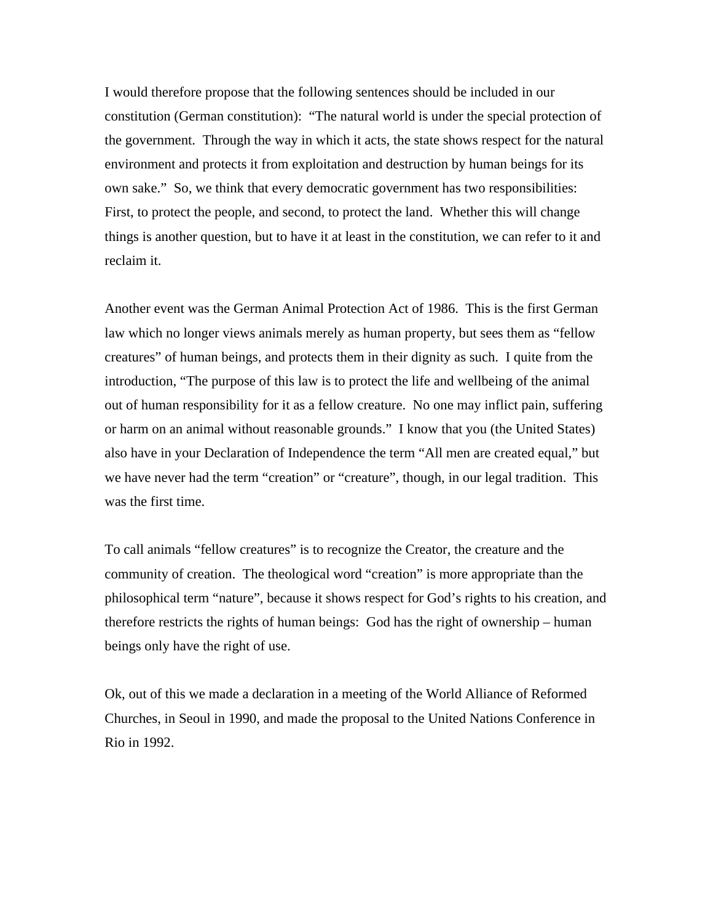I would therefore propose that the following sentences should be included in our constitution (German constitution): "The natural world is under the special protection of the government. Through the way in which it acts, the state shows respect for the natural environment and protects it from exploitation and destruction by human beings for its own sake." So, we think that every democratic government has two responsibilities: First, to protect the people, and second, to protect the land. Whether this will change things is another question, but to have it at least in the constitution, we can refer to it and reclaim it.

Another event was the German Animal Protection Act of 1986. This is the first German law which no longer views animals merely as human property, but sees them as "fellow creatures" of human beings, and protects them in their dignity as such. I quite from the introduction, "The purpose of this law is to protect the life and wellbeing of the animal out of human responsibility for it as a fellow creature. No one may inflict pain, suffering or harm on an animal without reasonable grounds." I know that you (the United States) also have in your Declaration of Independence the term "All men are created equal," but we have never had the term "creation" or "creature", though, in our legal tradition. This was the first time.

To call animals "fellow creatures" is to recognize the Creator, the creature and the community of creation. The theological word "creation" is more appropriate than the philosophical term "nature", because it shows respect for God's rights to his creation, and therefore restricts the rights of human beings: God has the right of ownership – human beings only have the right of use.

Ok, out of this we made a declaration in a meeting of the World Alliance of Reformed Churches, in Seoul in 1990, and made the proposal to the United Nations Conference in Rio in 1992.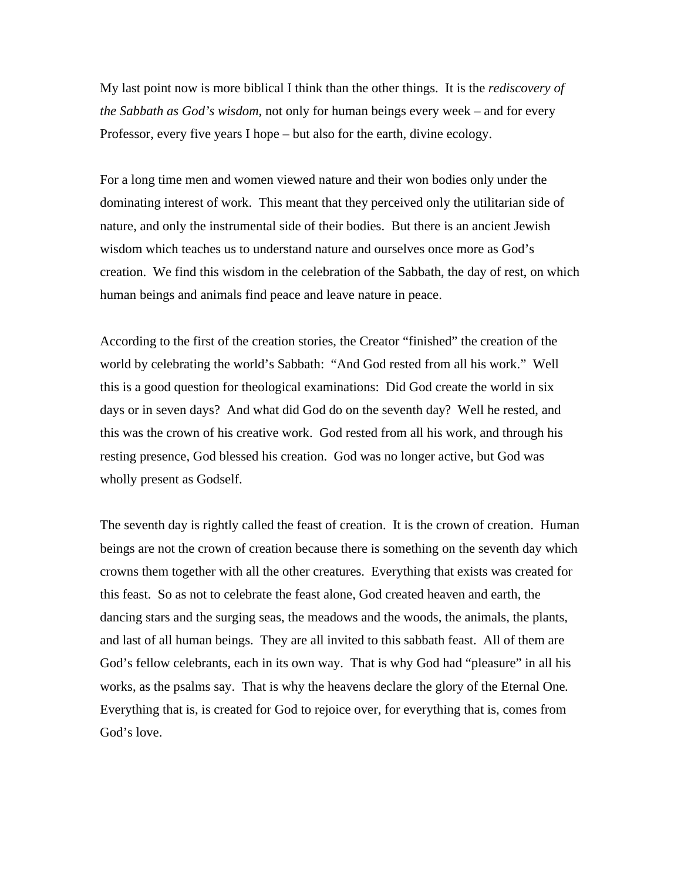My last point now is more biblical I think than the other things. It is the *rediscovery of the Sabbath as God's wisdom,* not only for human beings every week – and for every Professor, every five years I hope – but also for the earth, divine ecology.

For a long time men and women viewed nature and their won bodies only under the dominating interest of work. This meant that they perceived only the utilitarian side of nature, and only the instrumental side of their bodies. But there is an ancient Jewish wisdom which teaches us to understand nature and ourselves once more as God's creation. We find this wisdom in the celebration of the Sabbath, the day of rest, on which human beings and animals find peace and leave nature in peace.

According to the first of the creation stories, the Creator "finished" the creation of the world by celebrating the world's Sabbath: "And God rested from all his work." Well this is a good question for theological examinations: Did God create the world in six days or in seven days? And what did God do on the seventh day? Well he rested, and this was the crown of his creative work. God rested from all his work, and through his resting presence, God blessed his creation. God was no longer active, but God was wholly present as Godself.

The seventh day is rightly called the feast of creation. It is the crown of creation. Human beings are not the crown of creation because there is something on the seventh day which crowns them together with all the other creatures. Everything that exists was created for this feast. So as not to celebrate the feast alone, God created heaven and earth, the dancing stars and the surging seas, the meadows and the woods, the animals, the plants, and last of all human beings. They are all invited to this sabbath feast. All of them are God's fellow celebrants, each in its own way. That is why God had "pleasure" in all his works, as the psalms say. That is why the heavens declare the glory of the Eternal One. Everything that is, is created for God to rejoice over, for everything that is, comes from God's love.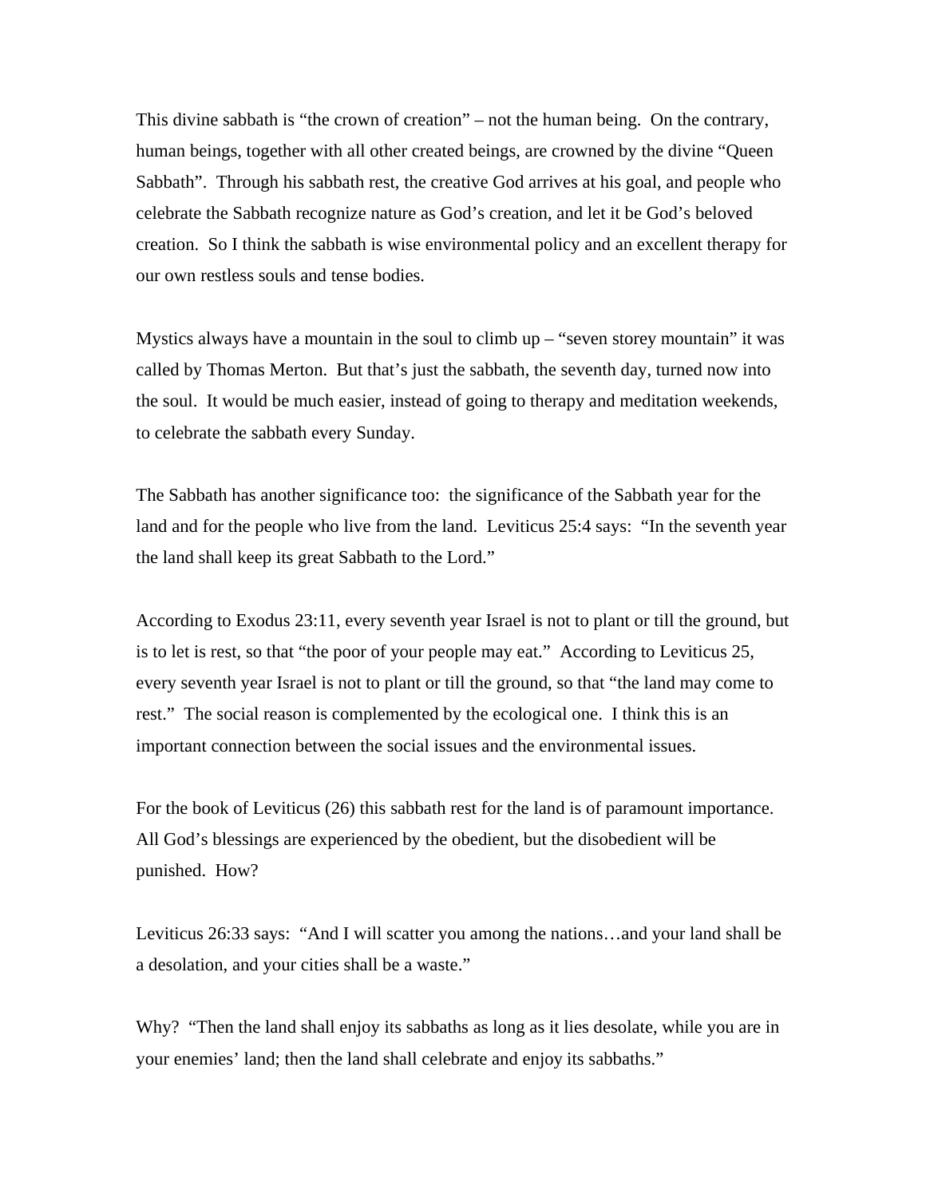This divine sabbath is "the crown of creation" – not the human being. On the contrary, human beings, together with all other created beings, are crowned by the divine "Queen Sabbath". Through his sabbath rest, the creative God arrives at his goal, and people who celebrate the Sabbath recognize nature as God's creation, and let it be God's beloved creation. So I think the sabbath is wise environmental policy and an excellent therapy for our own restless souls and tense bodies.

Mystics always have a mountain in the soul to climb up – "seven storey mountain" it was called by Thomas Merton. But that's just the sabbath, the seventh day, turned now into the soul. It would be much easier, instead of going to therapy and meditation weekends, to celebrate the sabbath every Sunday.

The Sabbath has another significance too: the significance of the Sabbath year for the land and for the people who live from the land. Leviticus 25:4 says: "In the seventh year the land shall keep its great Sabbath to the Lord."

According to Exodus 23:11, every seventh year Israel is not to plant or till the ground, but is to let is rest, so that "the poor of your people may eat." According to Leviticus 25, every seventh year Israel is not to plant or till the ground, so that "the land may come to rest." The social reason is complemented by the ecological one. I think this is an important connection between the social issues and the environmental issues.

For the book of Leviticus (26) this sabbath rest for the land is of paramount importance. All God's blessings are experienced by the obedient, but the disobedient will be punished. How?

Leviticus 26:33 says: "And I will scatter you among the nations…and your land shall be a desolation, and your cities shall be a waste."

Why? "Then the land shall enjoy its sabbaths as long as it lies desolate, while you are in your enemies' land; then the land shall celebrate and enjoy its sabbaths."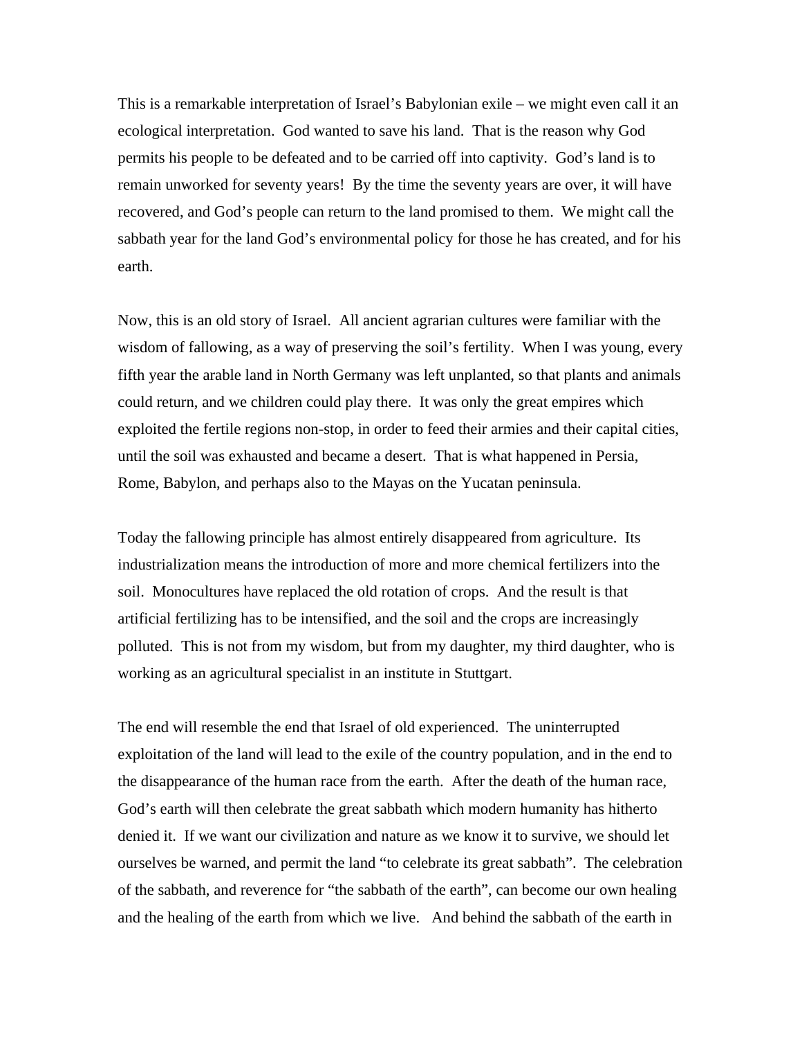This is a remarkable interpretation of Israel's Babylonian exile – we might even call it an ecological interpretation. God wanted to save his land. That is the reason why God permits his people to be defeated and to be carried off into captivity. God's land is to remain unworked for seventy years! By the time the seventy years are over, it will have recovered, and God's people can return to the land promised to them. We might call the sabbath year for the land God's environmental policy for those he has created, and for his earth.

Now, this is an old story of Israel. All ancient agrarian cultures were familiar with the wisdom of fallowing, as a way of preserving the soil's fertility. When I was young, every fifth year the arable land in North Germany was left unplanted, so that plants and animals could return, and we children could play there. It was only the great empires which exploited the fertile regions non-stop, in order to feed their armies and their capital cities, until the soil was exhausted and became a desert. That is what happened in Persia, Rome, Babylon, and perhaps also to the Mayas on the Yucatan peninsula.

Today the fallowing principle has almost entirely disappeared from agriculture. Its industrialization means the introduction of more and more chemical fertilizers into the soil. Monocultures have replaced the old rotation of crops. And the result is that artificial fertilizing has to be intensified, and the soil and the crops are increasingly polluted. This is not from my wisdom, but from my daughter, my third daughter, who is working as an agricultural specialist in an institute in Stuttgart.

The end will resemble the end that Israel of old experienced. The uninterrupted exploitation of the land will lead to the exile of the country population, and in the end to the disappearance of the human race from the earth. After the death of the human race, God's earth will then celebrate the great sabbath which modern humanity has hitherto denied it. If we want our civilization and nature as we know it to survive, we should let ourselves be warned, and permit the land "to celebrate its great sabbath". The celebration of the sabbath, and reverence for "the sabbath of the earth", can become our own healing and the healing of the earth from which we live. And behind the sabbath of the earth in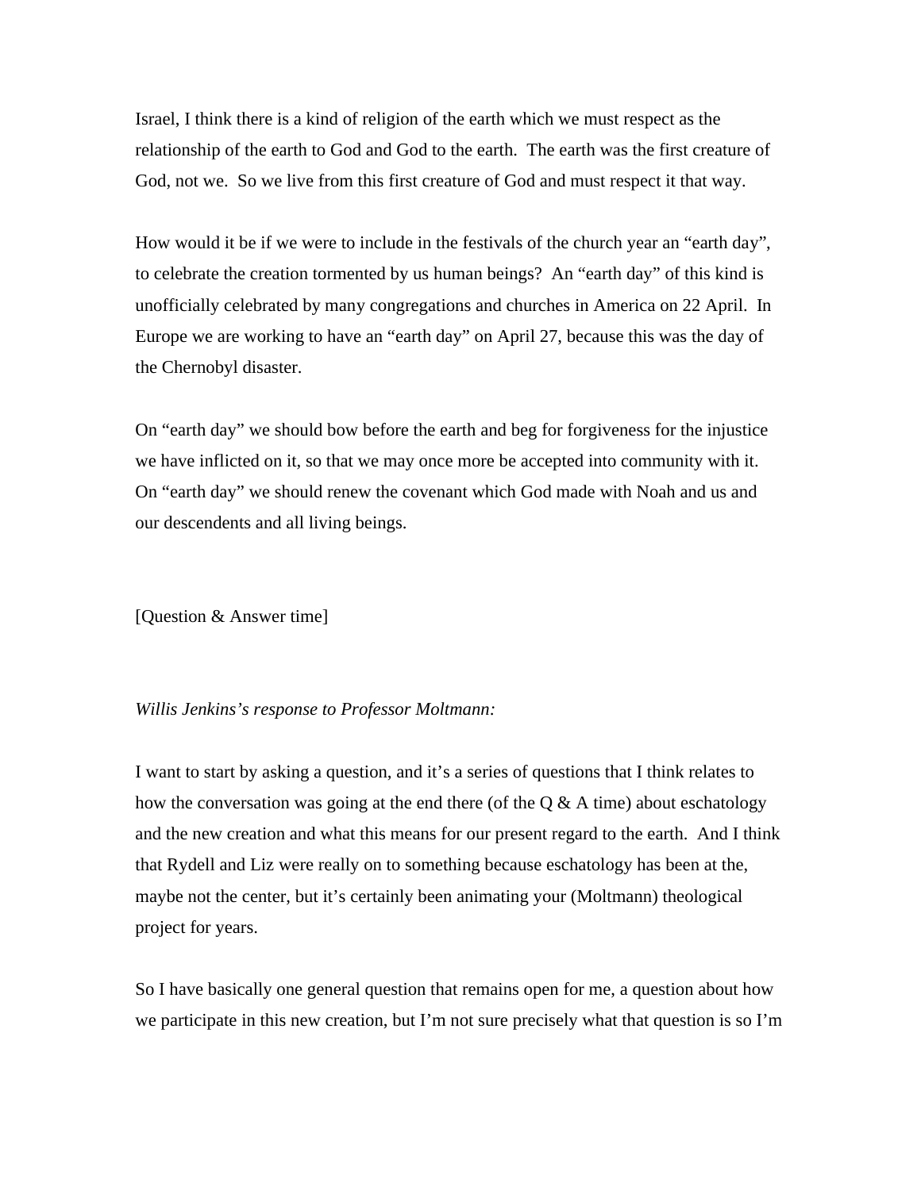Israel, I think there is a kind of religion of the earth which we must respect as the relationship of the earth to God and God to the earth. The earth was the first creature of God, not we. So we live from this first creature of God and must respect it that way.

How would it be if we were to include in the festivals of the church year an "earth day", to celebrate the creation tormented by us human beings? An "earth day" of this kind is unofficially celebrated by many congregations and churches in America on 22 April. In Europe we are working to have an "earth day" on April 27, because this was the day of the Chernobyl disaster.

On "earth day" we should bow before the earth and beg for forgiveness for the injustice we have inflicted on it, so that we may once more be accepted into community with it. On "earth day" we should renew the covenant which God made with Noah and us and our descendents and all living beings.

[Question & Answer time]

*Willis Jenkins's response to Professor Moltmann:*

I want to start by asking a question, and it's a series of questions that I think relates to how the conversation was going at the end there (of the Q & A time) about eschatology and the new creation and what this means for our present regard to the earth. And I think that Rydell and Liz were really on to something because eschatology has been at the, maybe not the center, but it's certainly been animating your (Moltmann) theological project for years.

So I have basically one general question that remains open for me, a question about how we participate in this new creation, but I'm not sure precisely what that question is so I'm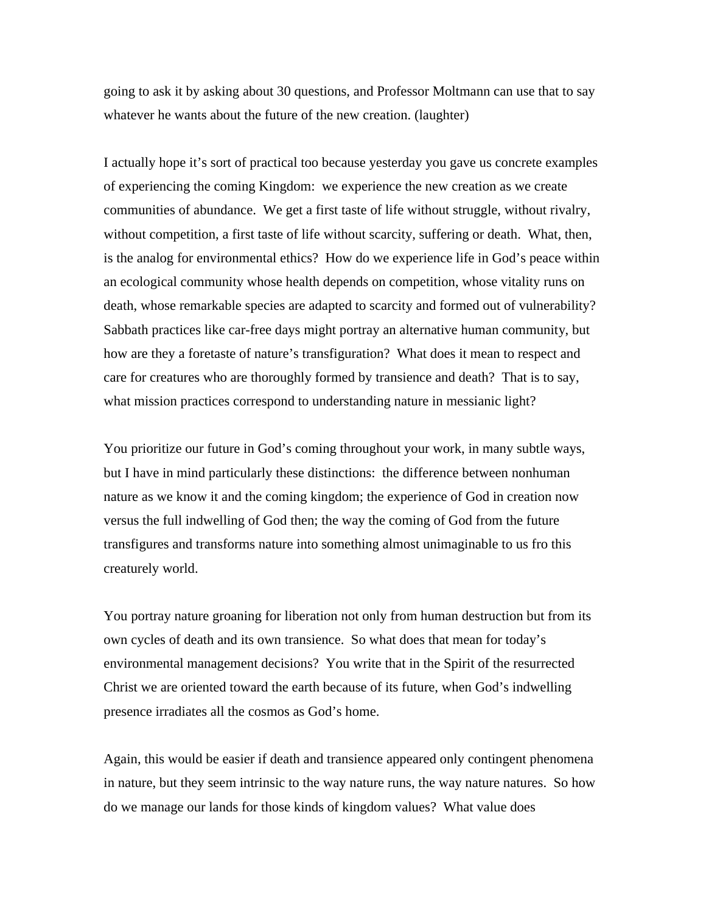going to ask it by asking about 30 questions, and Professor Moltmann can use that to say whatever he wants about the future of the new creation. (laughter)

I actually hope it's sort of practical too because yesterday you gave us concrete examples of experiencing the coming Kingdom: we experience the new creation as we create communities of abundance. We get a first taste of life without struggle, without rivalry, without competition, a first taste of life without scarcity, suffering or death. What, then, is the analog for environmental ethics? How do we experience life in God's peace within an ecological community whose health depends on competition, whose vitality runs on death, whose remarkable species are adapted to scarcity and formed out of vulnerability? Sabbath practices like car-free days might portray an alternative human community, but how are they a foretaste of nature's transfiguration? What does it mean to respect and care for creatures who are thoroughly formed by transience and death? That is to say, what mission practices correspond to understanding nature in messianic light?

You prioritize our future in God's coming throughout your work, in many subtle ways, but I have in mind particularly these distinctions: the difference between nonhuman nature as we know it and the coming kingdom; the experience of God in creation now versus the full indwelling of God then; the way the coming of God from the future transfigures and transforms nature into something almost unimaginable to us fro this creaturely world.

You portray nature groaning for liberation not only from human destruction but from its own cycles of death and its own transience. So what does that mean for today's environmental management decisions? You write that in the Spirit of the resurrected Christ we are oriented toward the earth because of its future, when God's indwelling presence irradiates all the cosmos as God's home.

Again, this would be easier if death and transience appeared only contingent phenomena in nature, but they seem intrinsic to the way nature runs, the way nature natures. So how do we manage our lands for those kinds of kingdom values? What value does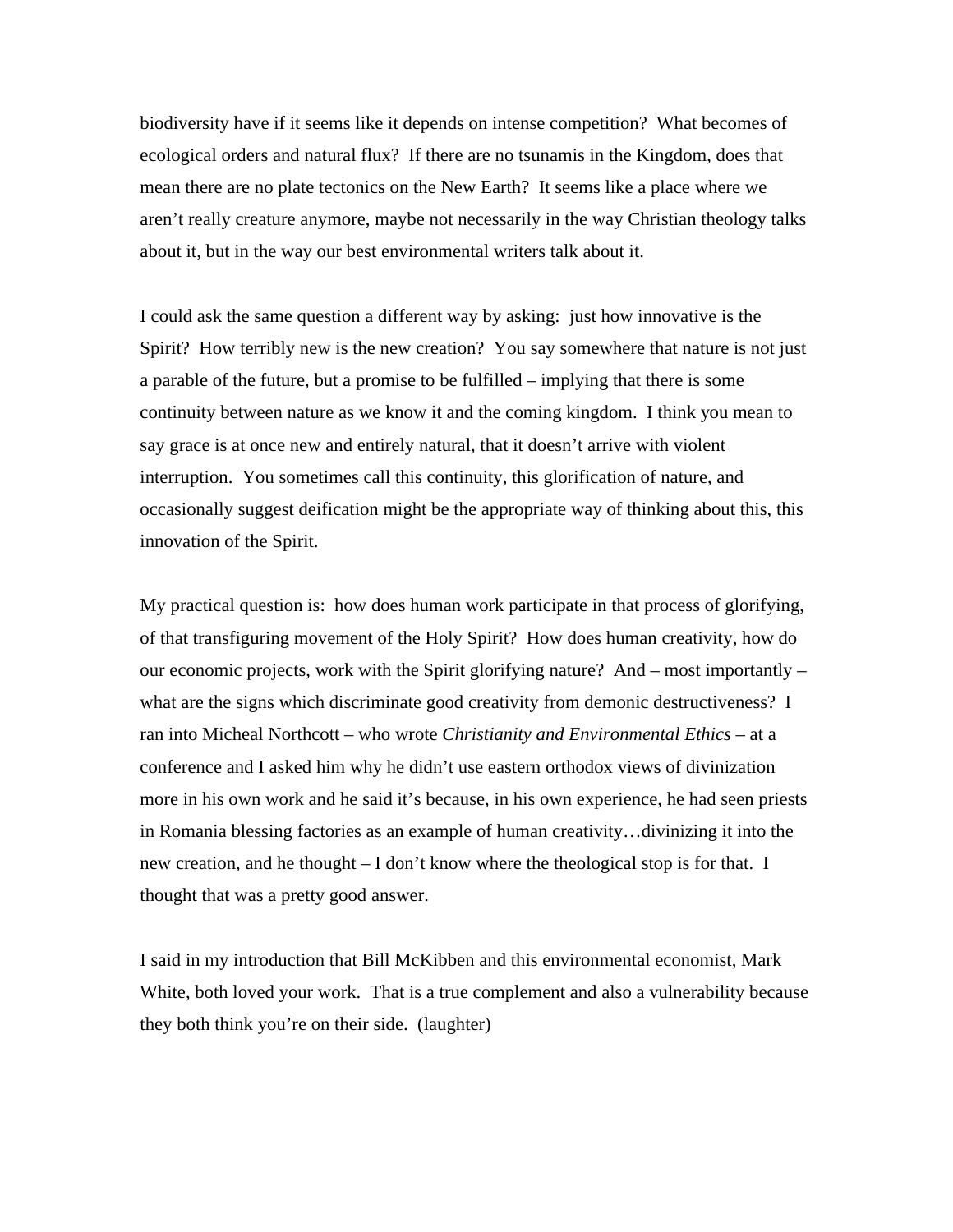biodiversity have if it seems like it depends on intense competition? What becomes of ecological orders and natural flux? If there are no tsunamis in the Kingdom, does that mean there are no plate tectonics on the New Earth? It seems like a place where we aren't really creature anymore, maybe not necessarily in the way Christian theology talks about it, but in the way our best environmental writers talk about it.

I could ask the same question a different way by asking: just how innovative is the Spirit? How terribly new is the new creation? You say somewhere that nature is not just a parable of the future, but a promise to be fulfilled – implying that there is some continuity between nature as we know it and the coming kingdom. I think you mean to say grace is at once new and entirely natural, that it doesn't arrive with violent interruption. You sometimes call this continuity, this glorification of nature, and occasionally suggest deification might be the appropriate way of thinking about this, this innovation of the Spirit.

My practical question is: how does human work participate in that process of glorifying, of that transfiguring movement of the Holy Spirit? How does human creativity, how do our economic projects, work with the Spirit glorifying nature? And – most importantly – what are the signs which discriminate good creativity from demonic destructiveness? I ran into Micheal Northcott – who wrote *Christianity and Environmental Ethics* – at a conference and I asked him why he didn't use eastern orthodox views of divinization more in his own work and he said it's because, in his own experience, he had seen priests in Romania blessing factories as an example of human creativity…divinizing it into the new creation, and he thought – I don't know where the theological stop is for that. I thought that was a pretty good answer.

I said in my introduction that Bill McKibben and this environmental economist, Mark White, both loved your work. That is a true complement and also a vulnerability because they both think you're on their side. (laughter)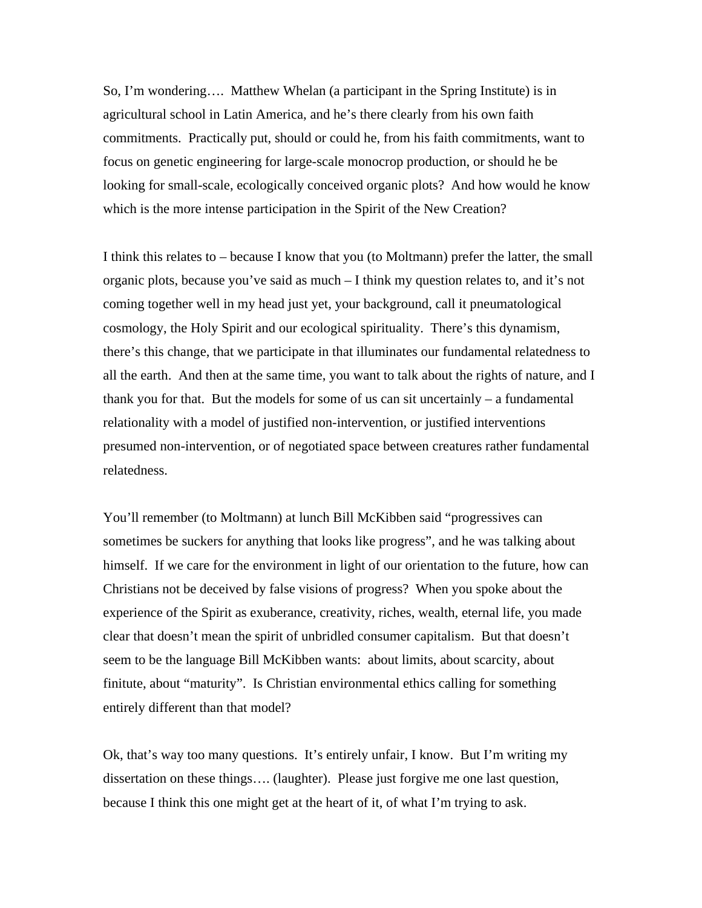So, I'm wondering…. Matthew Whelan (a participant in the Spring Institute) is in agricultural school in Latin America, and he's there clearly from his own faith commitments. Practically put, should or could he, from his faith commitments, want to focus on genetic engineering for large-scale monocrop production, or should he be looking for small-scale, ecologically conceived organic plots? And how would he know which is the more intense participation in the Spirit of the New Creation?

I think this relates to – because I know that you (to Moltmann) prefer the latter, the small organic plots, because you've said as much – I think my question relates to, and it's not coming together well in my head just yet, your background, call it pneumatological cosmology, the Holy Spirit and our ecological spirituality. There's this dynamism, there's this change, that we participate in that illuminates our fundamental relatedness to all the earth. And then at the same time, you want to talk about the rights of nature, and I thank you for that. But the models for some of us can sit uncertainly – a fundamental relationality with a model of justified non-intervention, or justified interventions presumed non-intervention, or of negotiated space between creatures rather fundamental relatedness.

You'll remember (to Moltmann) at lunch Bill McKibben said "progressives can sometimes be suckers for anything that looks like progress", and he was talking about himself. If we care for the environment in light of our orientation to the future, how can Christians not be deceived by false visions of progress? When you spoke about the experience of the Spirit as exuberance, creativity, riches, wealth, eternal life, you made clear that doesn't mean the spirit of unbridled consumer capitalism. But that doesn't seem to be the language Bill McKibben wants: about limits, about scarcity, about finitute, about "maturity". Is Christian environmental ethics calling for something entirely different than that model?

Ok, that's way too many questions. It's entirely unfair, I know. But I'm writing my dissertation on these things…. (laughter). Please just forgive me one last question, because I think this one might get at the heart of it, of what I'm trying to ask.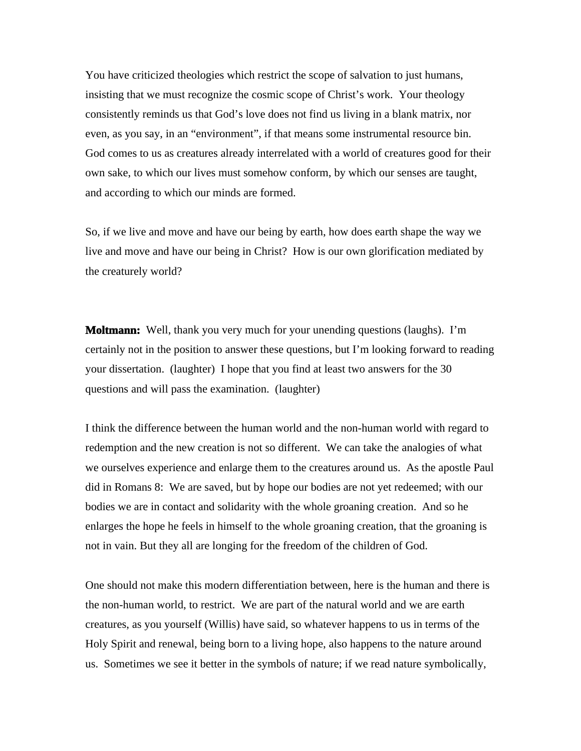You have criticized theologies which restrict the scope of salvation to just humans, insisting that we must recognize the cosmic scope of Christ's work. Your theology consistently reminds us that God's love does not find us living in a blank matrix, nor even, as you say, in an "environment", if that means some instrumental resource bin. God comes to us as creatures already interrelated with a world of creatures good for their own sake, to which our lives must somehow conform, by which our senses are taught, and according to which our minds are formed.

So, if we live and move and have our being by earth, how does earth shape the way we live and move and have our being in Christ? How is our own glorification mediated by the creaturely world?

**Moltmann:** Well, thank you very much for your unending questions (laughs). I'm certainly not in the position to answer these questions, but I'm looking forward to reading your dissertation. (laughter) I hope that you find at least two answers for the 30 questions and will pass the examination. (laughter)

I think the difference between the human world and the non-human world with regard to redemption and the new creation is not so different. We can take the analogies of what we ourselves experience and enlarge them to the creatures around us. As the apostle Paul did in Romans 8: We are saved, but by hope our bodies are not yet redeemed; with our bodies we are in contact and solidarity with the whole groaning creation. And so he enlarges the hope he feels in himself to the whole groaning creation, that the groaning is not in vain. But they all are longing for the freedom of the children of God.

One should not make this modern differentiation between, here is the human and there is the non-human world, to restrict. We are part of the natural world and we are earth creatures, as you yourself (Willis) have said, so whatever happens to us in terms of the Holy Spirit and renewal, being born to a living hope, also happens to the nature around us. Sometimes we see it better in the symbols of nature; if we read nature symbolically,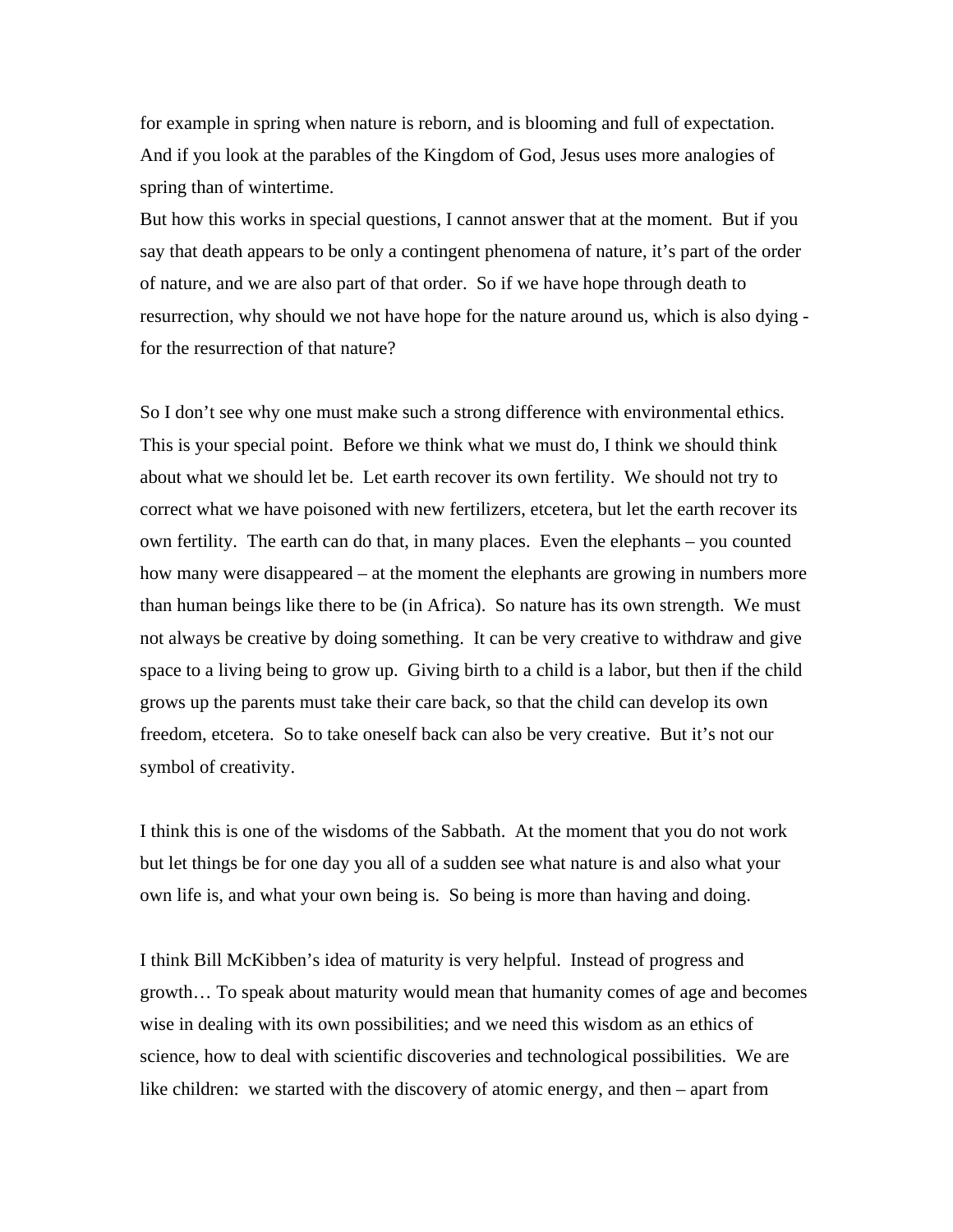for example in spring when nature is reborn, and is blooming and full of expectation. And if you look at the parables of the Kingdom of God, Jesus uses more analogies of spring than of wintertime.

But how this works in special questions, I cannot answer that at the moment. But if you say that death appears to be only a contingent phenomena of nature, it's part of the order of nature, and we are also part of that order. So if we have hope through death to resurrection, why should we not have hope for the nature around us, which is also dying - for the resurrection of that nature?

So I don't see why one must make such a strong difference with environmental ethics. This is your special point. Before we think what we must do, I think we should think about what we should let be. Let earth recover its own fertility. We should not try to correct what we have poisoned with new fertilizers, etcetera, but let the earth recover its own fertility. The earth can do that, in many places. Even the elephants – you counted how many were disappeared – at the moment the elephants are growing in numbers more than human beings like there to be (in Africa). So nature has its own strength. We must not always be creative by doing something. It can be very creative to withdraw and give space to a living being to grow up. Giving birth to a child is a labor, but then if the child grows up the parents must take their care back, so that the child can develop its own freedom, etcetera. So to take oneself back can also be very creative. But it's not our symbol of creativity.

I think this is one of the wisdoms of the Sabbath. At the moment that you do not work but let things be for one day you all of a sudden see what nature is and also what your own life is, and what your own being is. So being is more than having and doing.

I think Bill McKibben's idea of maturity is very helpful. Instead of progress and growth… To speak about maturity would mean that humanity comes of age and becomes wise in dealing with its own possibilities; and we need this wisdom as an ethics of science, how to deal with scientific discoveries and technological possibilities. We are like children: we started with the discovery of atomic energy, and then – apart from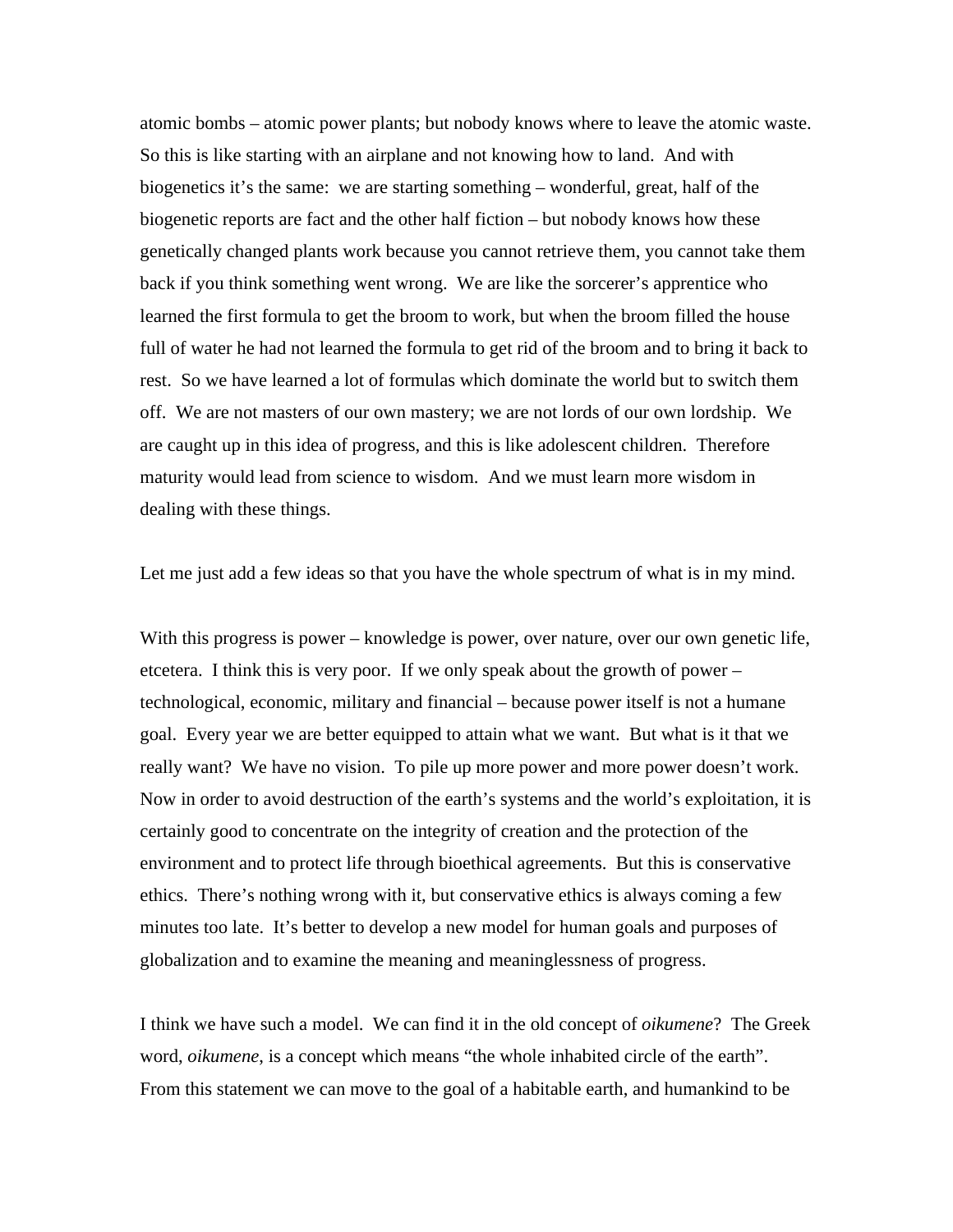atomic bombs – atomic power plants; but nobody knows where to leave the atomic waste. So this is like starting with an airplane and not knowing how to land. And with biogenetics it's the same: we are starting something – wonderful, great, half of the biogenetic reports are fact and the other half fiction – but nobody knows how these genetically changed plants work because you cannot retrieve them, you cannot take them back if you think something went wrong. We are like the sorcerer's apprentice who learned the first formula to get the broom to work, but when the broom filled the house full of water he had not learned the formula to get rid of the broom and to bring it back to rest. So we have learned a lot of formulas which dominate the world but to switch them off. We are not masters of our own mastery; we are not lords of our own lordship. We are caught up in this idea of progress, and this is like adolescent children. Therefore maturity would lead from science to wisdom. And we must learn more wisdom in dealing with these things.

Let me just add a few ideas so that you have the whole spectrum of what is in my mind.

With this progress is power – knowledge is power, over nature, over our own genetic life, etcetera. I think this is very poor. If we only speak about the growth of power – technological, economic, military and financial – because power itself is not a humane goal. Every year we are better equipped to attain what we want. But what is it that we really want? We have no vision. To pile up more power and more power doesn't work. Now in order to avoid destruction of the earth's systems and the world's exploitation, it is certainly good to concentrate on the integrity of creation and the protection of the environment and to protect life through bioethical agreements. But this is conservative ethics. There's nothing wrong with it, but conservative ethics is always coming a few minutes too late. It's better to develop a new model for human goals and purposes of globalization and to examine the meaning and meaninglessness of progress.

I think we have such a model. We can find it in the old concept of *oikumene*? The Greek word, *oikumene*, is a concept which means "the whole inhabited circle of the earth". From this statement we can move to the goal of a habitable earth, and humankind to be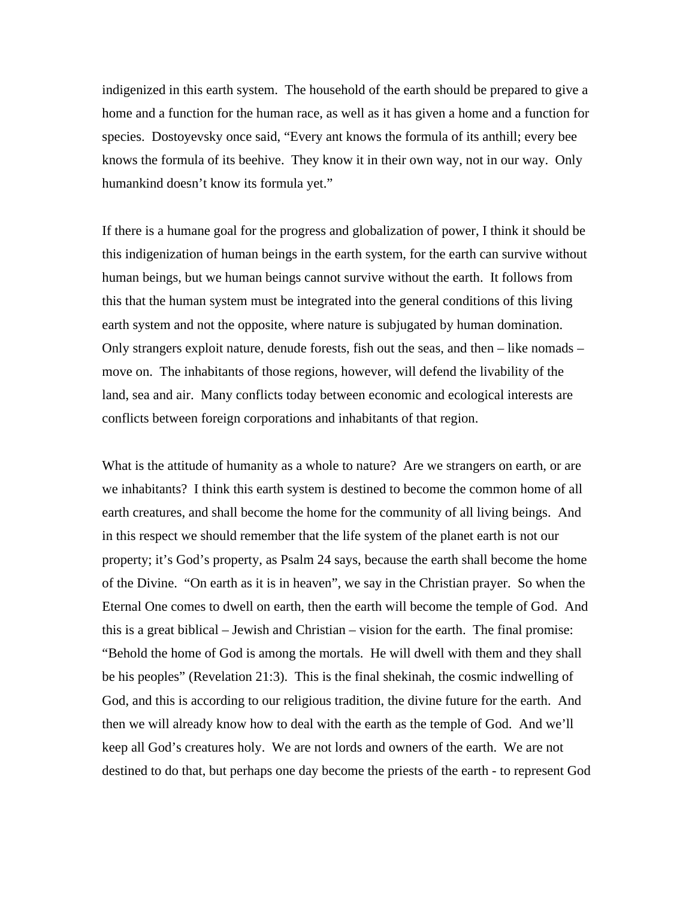indigenized in this earth system. The household of the earth should be prepared to give a home and a function for the human race, as well as it has given a home and a function for species. Dostoyevsky once said, "Every ant knows the formula of its anthill; every bee knows the formula of its beehive. They know it in their own way, not in our way. Only humankind doesn't know its formula yet."

If there is a humane goal for the progress and globalization of power, I think it should be this indigenization of human beings in the earth system, for the earth can survive without human beings, but we human beings cannot survive without the earth. It follows from this that the human system must be integrated into the general conditions of this living earth system and not the opposite, where nature is subjugated by human domination. Only strangers exploit nature, denude forests, fish out the seas, and then – like nomads – move on. The inhabitants of those regions, however, will defend the livability of the land, sea and air. Many conflicts today between economic and ecological interests are conflicts between foreign corporations and inhabitants of that region.

What is the attitude of humanity as a whole to nature? Are we strangers on earth, or are we inhabitants? I think this earth system is destined to become the common home of all earth creatures, and shall become the home for the community of all living beings. And in this respect we should remember that the life system of the planet earth is not our property; it's God's property, as Psalm 24 says, because the earth shall become the home of the Divine. "On earth as it is in heaven", we say in the Christian prayer. So when the Eternal One comes to dwell on earth, then the earth will become the temple of God. And this is a great biblical – Jewish and Christian – vision for the earth. The final promise: "Behold the home of God is among the mortals. He will dwell with them and they shall be his peoples" (Revelation 21:3). This is the final shekinah, the cosmic indwelling of God, and this is according to our religious tradition, the divine future for the earth. And then we will already know how to deal with the earth as the temple of God. And we'll keep all God's creatures holy. We are not lords and owners of the earth. We are not destined to do that, but perhaps one day become the priests of the earth - to represent God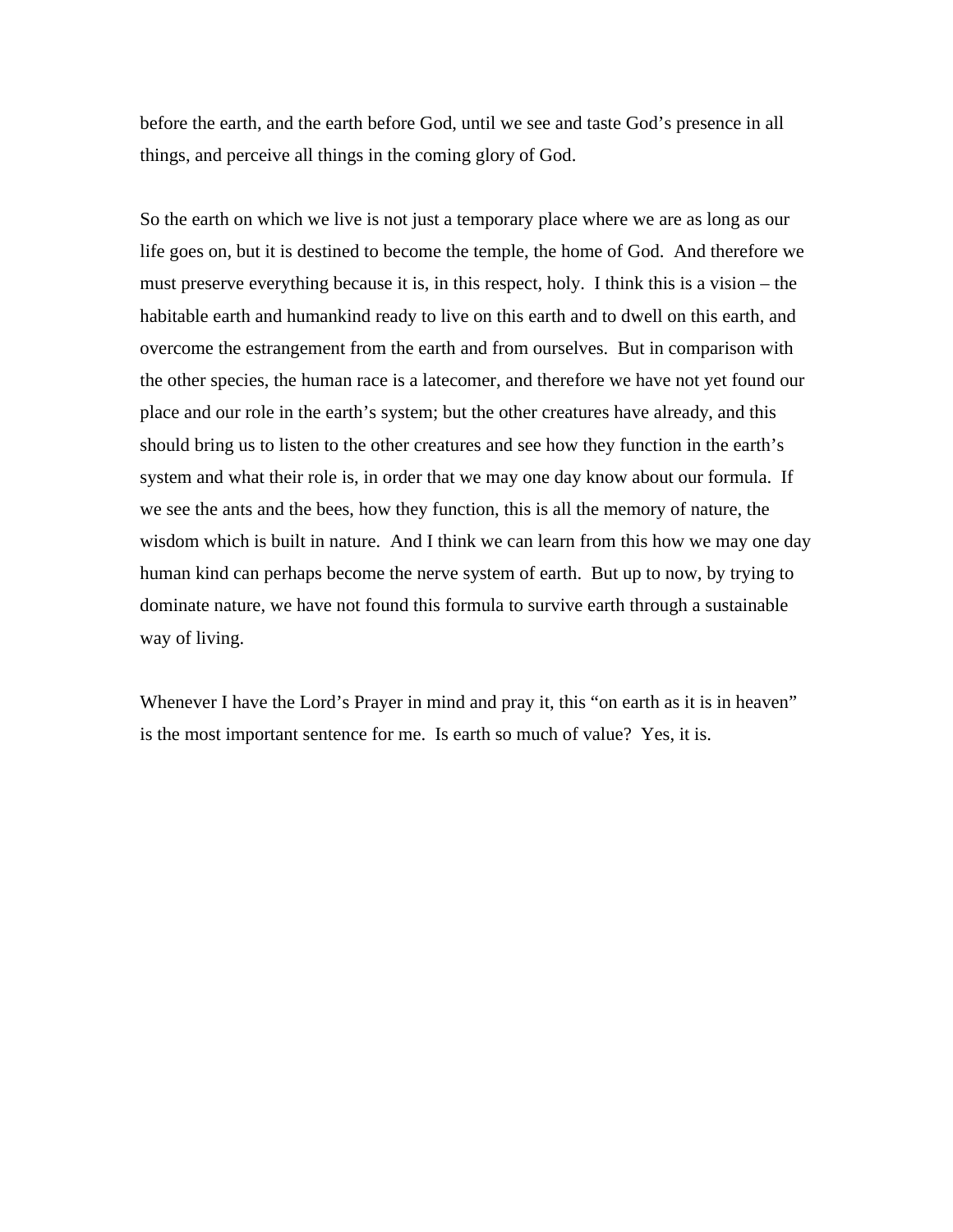before the earth, and the earth before God, until we see and taste God's presence in all things, and perceive all things in the coming glory of God.

So the earth on which we live is not just a temporary place where we are as long as our life goes on, but it is destined to become the temple, the home of God. And therefore we must preserve everything because it is, in this respect, holy. I think this is a vision – the habitable earth and humankind ready to live on this earth and to dwell on this earth, and overcome the estrangement from the earth and from ourselves. But in comparison with the other species, the human race is a latecomer, and therefore we have not yet found our place and our role in the earth's system; but the other creatures have already, and this should bring us to listen to the other creatures and see how they function in the earth's system and what their role is, in order that we may one day know about our formula. If we see the ants and the bees, how they function, this is all the memory of nature, the wisdom which is built in nature. And I think we can learn from this how we may one day human kind can perhaps become the nerve system of earth. But up to now, by trying to dominate nature, we have not found this formula to survive earth through a sustainable way of living.

Whenever I have the Lord's Prayer in mind and pray it, this "on earth as it is in heaven" is the most important sentence for me. Is earth so much of value? Yes, it is.